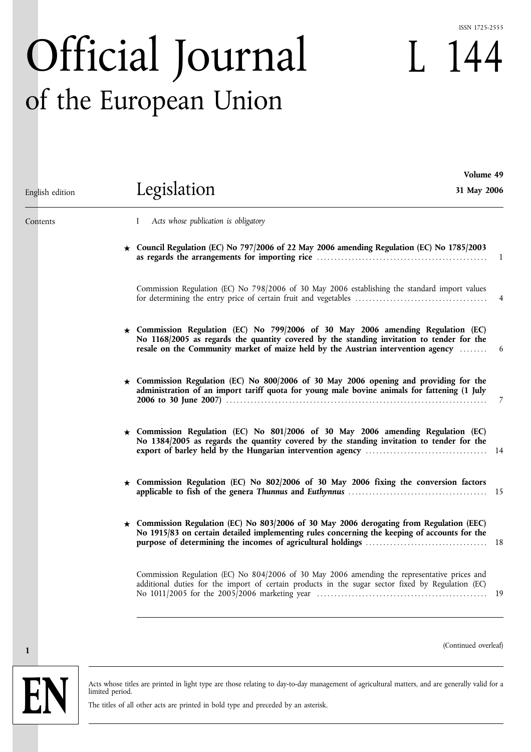ISSN 1725-2555

# Official Journal of the European Union

# L 144

English edition

## Legislation

Volume 49

31 May 2006

Contents

I *Acts whose publication is obligatory*

★ **Council Regulation (EC) No 797/2006 of 22 May 2006 amending Regulation (EC) No 1785/2003 as regards the arrangements for importing rice** ........ 1

Commission Regulation (EC) No 798/2006 of 30 May 2006 establishing the standard import values for determining the entry price of certain fruit and vegetables ........ 4

★ **Commission Regulation (EC) No 799/2006 of 30 May 2006 amending Regulation (EC) No 1168/2005 as regards the quantity covered by the standing invitation to tender for the resale on the Community market of maize held by the Austrian intervention agency** ........ 6

★ **Commission Regulation (EC) No 800/2006 of 30 May 2006 opening and providing for the administration of an import tariff quota for young male bovine animals for fattening (1 July 2006 to 30 June 2007)** ........ 7

★ **Commission Regulation (EC) No 801/2006 of 30 May 2006 amending Regulation (EC) No 1384/2005 as regards the quantity covered by the standing invitation to tender for the export of barley held by the Hungarian intervention agency** ........ 14

★ **Commission Regulation (EC) No 802/2006 of 30 May 2006 fixing the conversion factors applicable to fish of the genera *Thunnus* and *Euthynnus*** ........ 15

★ **Commission Regulation (EC) No 803/2006 of 30 May 2006 derogating from Regulation (EEC) No 1915/83 on certain detailed implementing rules concerning the keeping of accounts for the purpose of determining the incomes of agricultural holdings** ........ 18

Commission Regulation (EC) No 804/2006 of 30 May 2006 amending the representative prices and additional duties for the import of certain products in the sugar sector fixed by Regulation (EC) No 1011/2005 for the 2005/2006 marketing year ........ 19

(Continued overleaf)

EN

Acts whose titles are printed in light type are those relating to day-to-day management of agricultural matters, and are generally valid for a limited period.

The titles of all other acts are printed in bold type and preceded by an asterisk.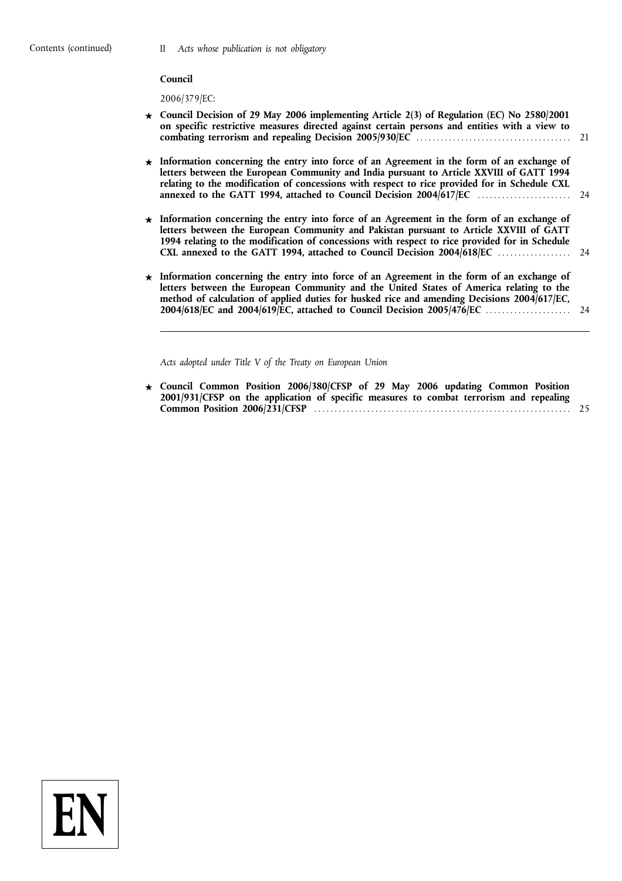Contents (continued)

II *Acts whose publication is not obligatory*

**Council**

2006/379/EC:

★ **Council Decision of 29 May 2006 implementing Article 2(3) of Regulation (EC) No 2580/2001 on specific restrictive measures directed against certain persons and entities with a view to combating terrorism and repealing Decision 2005/930/EC** ..................................... 21

★ **Information concerning the entry into force of an Agreement in the form of an exchange of letters between the European Community and India pursuant to Article XXVIII of GATT 1994 relating to the modification of concessions with respect to rice provided for in Schedule CXL annexed to the GATT 1994, attached to Council Decision 2004/617/EC** ....................... 24

★ **Information concerning the entry into force of an Agreement in the form of an exchange of letters between the European Community and Pakistan pursuant to Article XXVIII of GATT 1994 relating to the modification of concessions with respect to rice provided for in Schedule CXL annexed to the GATT 1994, attached to Council Decision 2004/618/EC** .................. 24

★ **Information concerning the entry into force of an Agreement in the form of an exchange of letters between the European Community and the United States of America relating to the method of calculation of applied duties for husked rice and amending Decisions 2004/617/EC, 2004/618/EC and 2004/619/EC, attached to Council Decision 2005/476/EC** ..................... 24

---

*Acts adopted under Title V of the Treaty on European Union*

★ **Council Common Position 2006/380/CFSP of 29 May 2006 updating Common Position 2001/931/CFSP on the application of specific measures to combat terrorism and repealing Common Position 2006/231/CFSP** ............................................................... 25

EN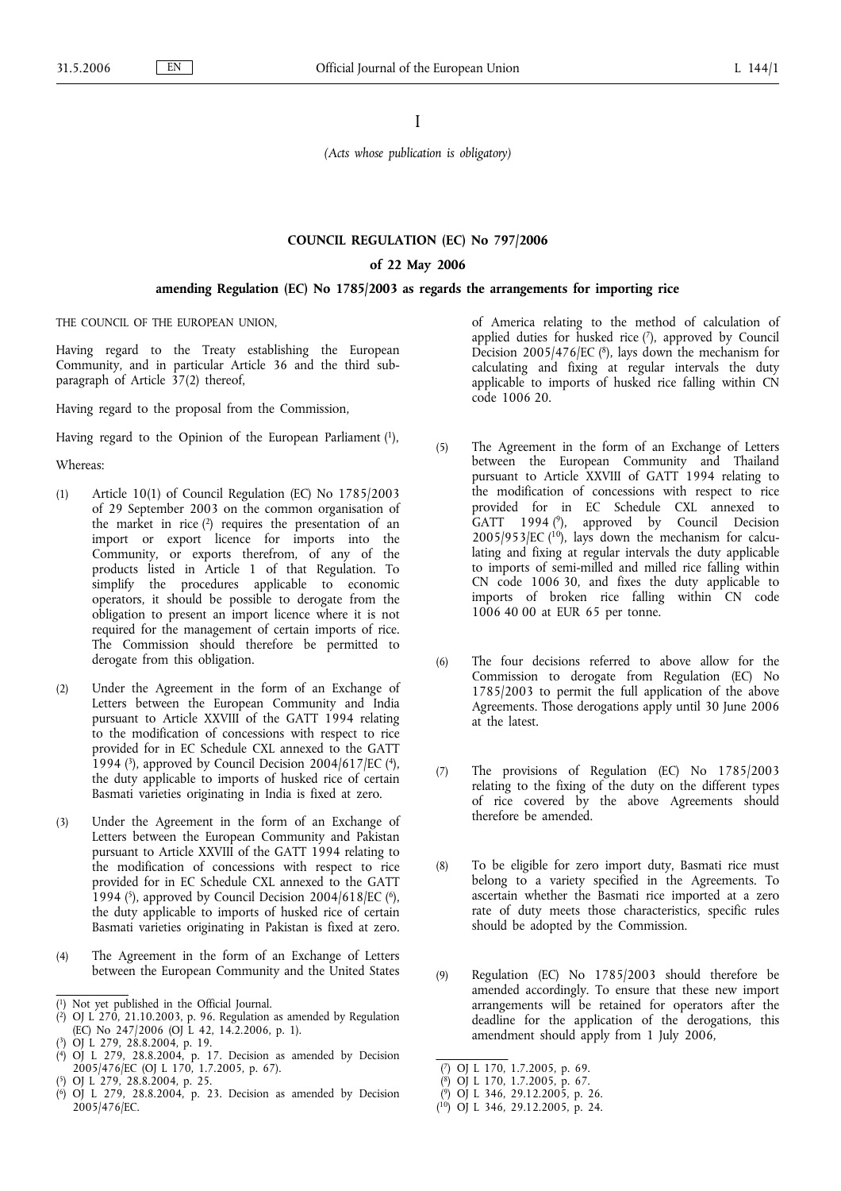I

*(Acts whose publication is obligatory)*

## COUNCIL REGULATION (EC) No 797/2006

### of 22 May 2006

### amending Regulation (EC) No 1785/2003 as regards the arrangements for importing rice

THE COUNCIL OF THE EUROPEAN UNION,

Having regard to the Treaty establishing the European Community, and in particular Article 36 and the third subparagraph of Article 37(2) thereof,

Having regard to the proposal from the Commission,

Having regard to the Opinion of the European Parliament [1],

Whereas:

(1) Article 10(1) of Council Regulation (EC) No 1785/2003 of 29 September 2003 on the common organisation of the market in rice [2] requires the presentation of an import or export licence for imports into the Community, or exports therefrom, of any of the products listed in Article 1 of that Regulation. To simplify the procedures applicable to economic operators, it should be possible to derogate from the obligation to present an import licence where it is not required for the management of certain imports of rice. The Commission should therefore be permitted to derogate from this obligation.

(2) Under the Agreement in the form of an Exchange of Letters between the European Community and India pursuant to Article XXVIII of the GATT 1994 relating to the modification of concessions with respect to rice provided for in EC Schedule CXL annexed to the GATT 1994 [3], approved by Council Decision 2004/617/EC [4], the duty applicable to imports of husked rice of certain Basmati varieties originating in India is fixed at zero.

(3) Under the Agreement in the form of an Exchange of Letters between the European Community and Pakistan pursuant to Article XXVIII of the GATT 1994 relating to the modification of concessions with respect to rice provided for in EC Schedule CXL annexed to the GATT 1994 [5], approved by Council Decision 2004/618/EC [6], the duty applicable to imports of husked rice of certain Basmati varieties originating in Pakistan is fixed at zero.

(4) The Agreement in the form of an Exchange of Letters between the European Community and the United States of America relating to the method of calculation of applied duties for husked rice [7], approved by Council Decision 2005/476/EC [8], lays down the mechanism for calculating and fixing at regular intervals the duty applicable to imports of husked rice falling within CN code 1006 20.

(5) The Agreement in the form of an Exchange of Letters between the European Community and Thailand pursuant to Article XXVIII of GATT 1994 relating to the modification of concessions with respect to rice provided for in EC Schedule CXL annexed to GATT 1994 [9], approved by Council Decision 2005/953/EC [10], lays down the mechanism for calculating and fixing at regular intervals the duty applicable to imports of semi-milled and milled rice falling within CN code 1006 30, and fixes the duty applicable to imports of broken rice falling within CN code 1006 40 00 at EUR 65 per tonne.

(6) The four decisions referred to above allow for the Commission to derogate from Regulation (EC) No 1785/2003 to permit the full application of the above Agreements. Those derogations apply until 30 June 2006 at the latest.

(7) The provisions of Regulation (EC) No 1785/2003 relating to the fixing of the duty on the different types of rice covered by the above Agreements should therefore be amended.

(8) To be eligible for zero import duty, Basmati rice must belong to a variety specified in the Agreements. To ascertain whether the Basmati rice imported at a zero rate of duty meets those characteristics, specific rules should be adopted by the Commission.

(9) Regulation (EC) No 1785/2003 should therefore be amended accordingly. To ensure that these new import arrangements will be retained for operators after the deadline for the application of the derogations, this amendment should apply from 1 July 2006,

---

[1] Not yet published in the Official Journal.

[2] OJ L 270, 21.10.2003, p. 96. Regulation as amended by Regulation (EC) No 247/2006 (OJ L 42, 14.2.2006, p. 1).

[3] OJ L 279, 28.8.2004, p. 19.

[4] OJ L 279, 28.8.2004, p. 17. Decision as amended by Decision 2005/476/EC (OJ L 170, 1.7.2005, p. 67).

[5] OJ L 279, 28.8.2004, p. 25.

[6] OJ L 279, 28.8.2004, p. 23. Decision as amended by Decision 2005/476/EC.

[7] OJ L 170, 1.7.2005, p. 69.

[8] OJ L 170, 1.7.2005, p. 67.

[9] OJ L 346, 29.12.2005, p. 26.

[10] OJ L 346, 29.12.2005, p. 24.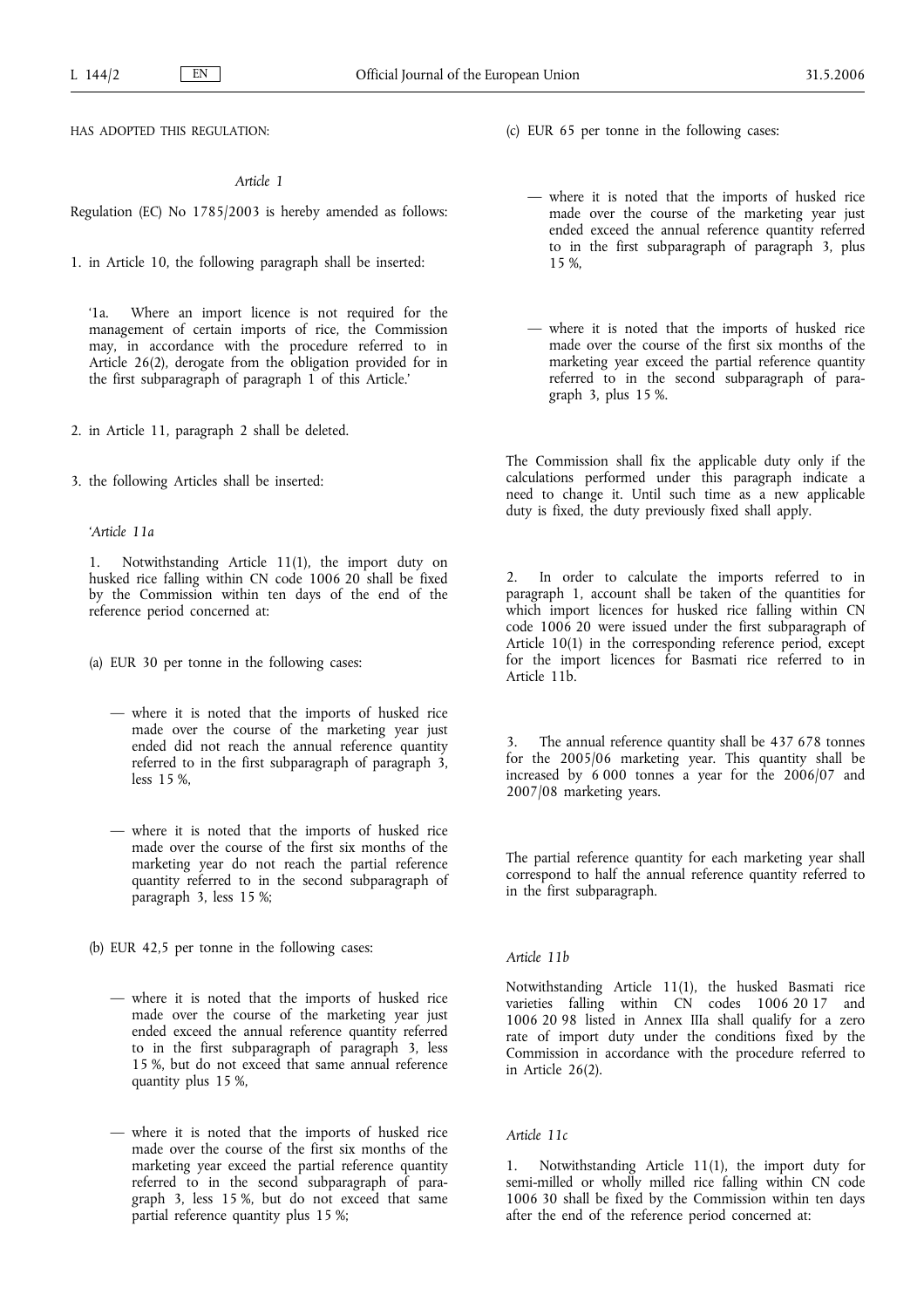HAS ADOPTED THIS REGULATION:

*Article 1*

Regulation (EC) No 1785/2003 is hereby amended as follows:

1. in Article 10, the following paragraph shall be inserted:

   '1a. Where an import licence is not required for the management of certain imports of rice, the Commission may, in accordance with the procedure referred to in Article 26(2), derogate from the obligation provided for in the first subparagraph of paragraph 1 of this Article.'

2. in Article 11, paragraph 2 shall be deleted.

3. the following Articles shall be inserted:

   '*Article 11a*

   1. Notwithstanding Article 11(1), the import duty on husked rice falling within CN code 1006 20 shall be fixed by the Commission within ten days of the end of the reference period concerned at:

   (a) EUR 30 per tonne in the following cases:

   — where it is noted that the imports of husked rice made over the course of the marketing year just ended did not reach the annual reference quantity referred to in the first subparagraph of paragraph 3, less 15 %,

   — where it is noted that the imports of husked rice made over the course of the first six months of the marketing year do not reach the partial reference quantity referred to in the second subparagraph of paragraph 3, less 15 %;

   (b) EUR 42,5 per tonne in the following cases:

   — where it is noted that the imports of husked rice made over the course of the marketing year just ended exceed the annual reference quantity referred to in the first subparagraph of paragraph 3, less 15 %, but do not exceed that same annual reference quantity plus 15 %,

   — where it is noted that the imports of husked rice made over the course of the first six months of the marketing year exceed the partial reference quantity referred to in the second subparagraph of paragraph 3, less 15 %, but do not exceed that same partial reference quantity plus 15 %;

   (c) EUR 65 per tonne in the following cases:

   — where it is noted that the imports of husked rice made over the course of the marketing year just ended exceed the annual reference quantity referred to in the first subparagraph of paragraph 3, plus 15 %,

   — where it is noted that the imports of husked rice made over the course of the first six months of the marketing year exceed the partial reference quantity referred to in the second subparagraph of paragraph 3, plus 15 %.

   The Commission shall fix the applicable duty only if the calculations performed under this paragraph indicate a need to change it. Until such time as a new applicable duty is fixed, the duty previously fixed shall apply.

   2. In order to calculate the imports referred to in paragraph 1, account shall be taken of the quantities for which import licences for husked rice falling within CN code 1006 20 were issued under the first subparagraph of Article 10(1) in the corresponding reference period, except for the import licences for Basmati rice referred to in Article 11b.

   3. The annual reference quantity shall be 437 678 tonnes for the 2005/06 marketing year. This quantity shall be increased by 6 000 tonnes a year for the 2006/07 and 2007/08 marketing years.

   The partial reference quantity for each marketing year shall correspond to half the annual reference quantity referred to in the first subparagraph.

   *Article 11b*

   Notwithstanding Article 11(1), the husked Basmati rice varieties falling within CN codes 1006 20 17 and 1006 20 98 listed in Annex IIIa shall qualify for a zero rate of import duty under the conditions fixed by the Commission in accordance with the procedure referred to in Article 26(2).

   *Article 11c*

   1. Notwithstanding Article 11(1), the import duty for semi-milled or wholly milled rice falling within CN code 1006 30 shall be fixed by the Commission within ten days after the end of the reference period concerned at: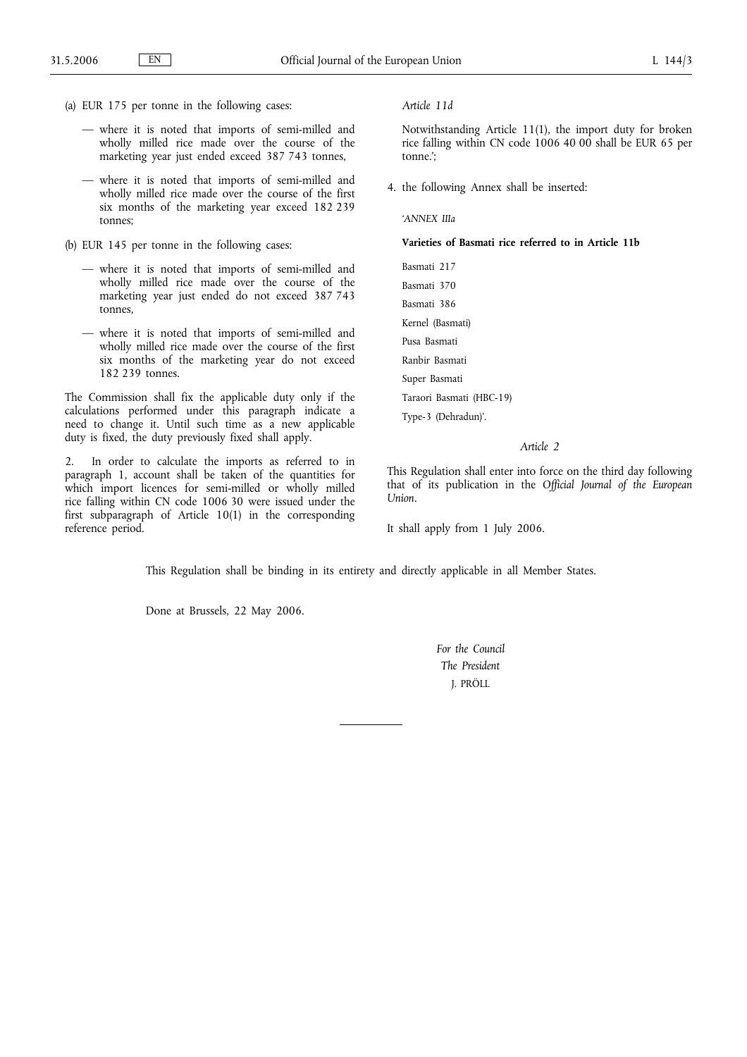(a) EUR 175 per tonne in the following cases:

— where it is noted that imports of semi-milled and wholly milled rice made over the course of the marketing year just ended exceed 387 743 tonnes,

— where it is noted that imports of semi-milled and wholly milled rice made over the course of the first six months of the marketing year exceed 182 239 tonnes;

(b) EUR 145 per tonne in the following cases:

— where it is noted that imports of semi-milled and wholly milled rice made over the course of the marketing year just ended do not exceed 387 743 tonnes,

— where it is noted that imports of semi-milled and wholly milled rice made over the course of the first six months of the marketing year do not exceed 182 239 tonnes.

The Commission shall fix the applicable duty only if the calculations performed under this paragraph indicate a need to change it. Until such time as a new applicable duty is fixed, the duty previously fixed shall apply.

2. In order to calculate the imports as referred to in paragraph 1, account shall be taken of the quantities for which import licences for semi-milled or wholly milled rice falling within CN code 1006 30 were issued under the first subparagraph of Article 10(1) in the corresponding reference period.

*Article 11d*

Notwithstanding Article 11(1), the import duty for broken rice falling within CN code 1006 40 00 shall be EUR 65 per tonne.';

4. the following Annex shall be inserted:

'*ANNEX IIIa*

**Varieties of Basmati rice referred to in Article 11b**

Basmati 217

Basmati 370

Basmati 386

Kernel (Basmati)

Pusa Basmati

Ranbir Basmati

Super Basmati

Taraori Basmati (HBC-19)

Type-3 (Dehradun)'.

*Article 2*

This Regulation shall enter into force on the third day following that of its publication in the *Official Journal of the European Union*.

It shall apply from 1 July 2006.

This Regulation shall be binding in its entirety and directly applicable in all Member States.

Done at Brussels, 22 May 2006.

*For the Council*

*The President*

J. PRÖLL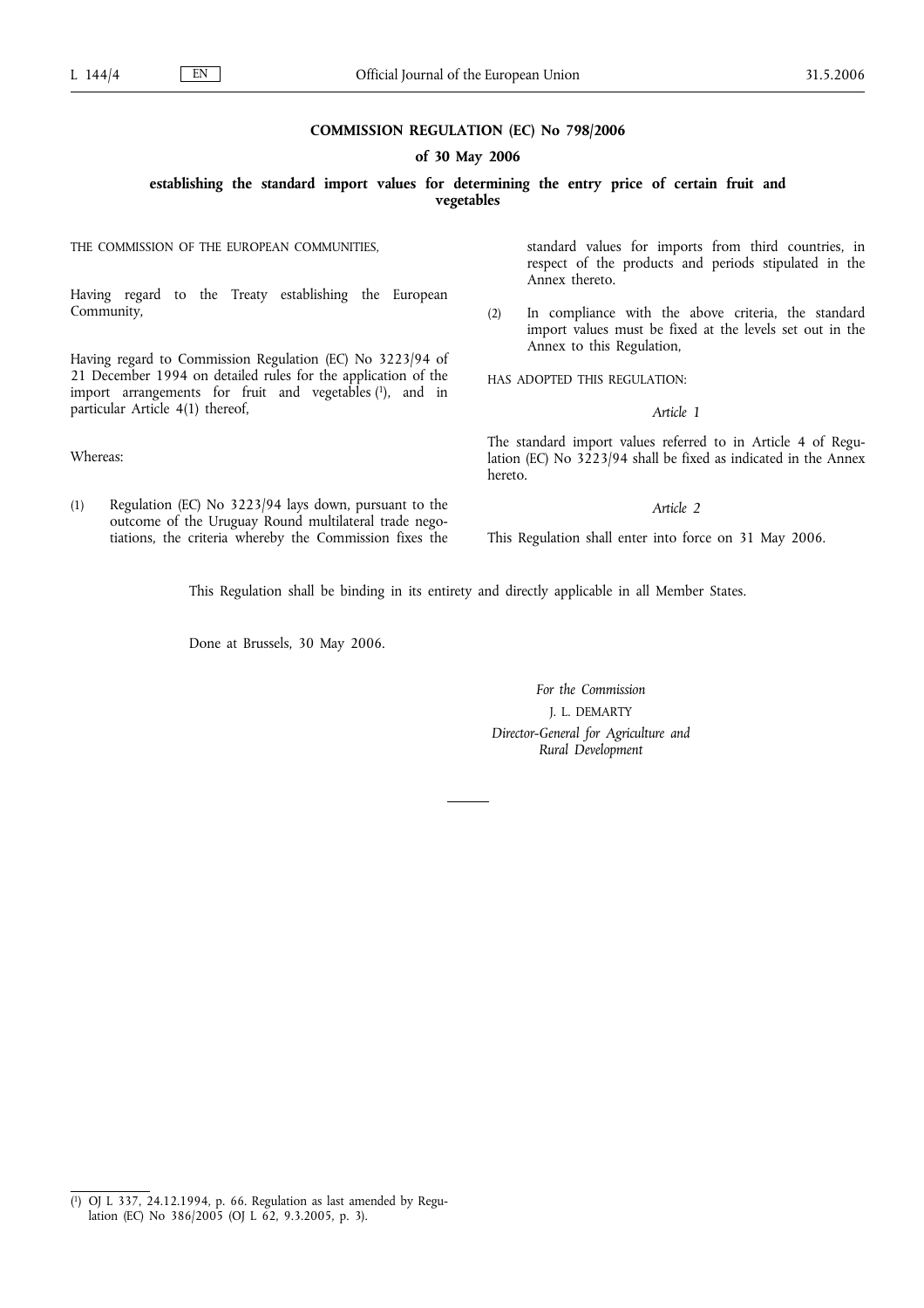**COMMISSION REGULATION (EC) No 798/2006**

**of 30 May 2006**

**establishing the standard import values for determining the entry price of certain fruit and vegetables**

THE COMMISSION OF THE EUROPEAN COMMUNITIES,

Having regard to the Treaty establishing the European Community,

Having regard to Commission Regulation (EC) No 3223/94 of 21 December 1994 on detailed rules for the application of the import arrangements for fruit and vegetables [1], and in particular Article 4(1) thereof,

Whereas:

(1) Regulation (EC) No 3223/94 lays down, pursuant to the outcome of the Uruguay Round multilateral trade negotiations, the criteria whereby the Commission fixes the standard values for imports from third countries, in respect of the products and periods stipulated in the Annex thereto.

(2) In compliance with the above criteria, the standard import values must be fixed at the levels set out in the Annex to this Regulation,

HAS ADOPTED THIS REGULATION:

*Article 1*

The standard import values referred to in Article 4 of Regulation (EC) No 3223/94 shall be fixed as indicated in the Annex hereto.

*Article 2*

This Regulation shall enter into force on 31 May 2006.

This Regulation shall be binding in its entirety and directly applicable in all Member States.

Done at Brussels, 30 May 2006.

*For the Commission*

J. L. DEMARTY

*Director-General for Agriculture and Rural Development*

---

[1] OJ L 337, 24.12.1994, p. 66. Regulation as last amended by Regulation (EC) No 386/2005 (OJ L 62, 9.3.2005, p. 3).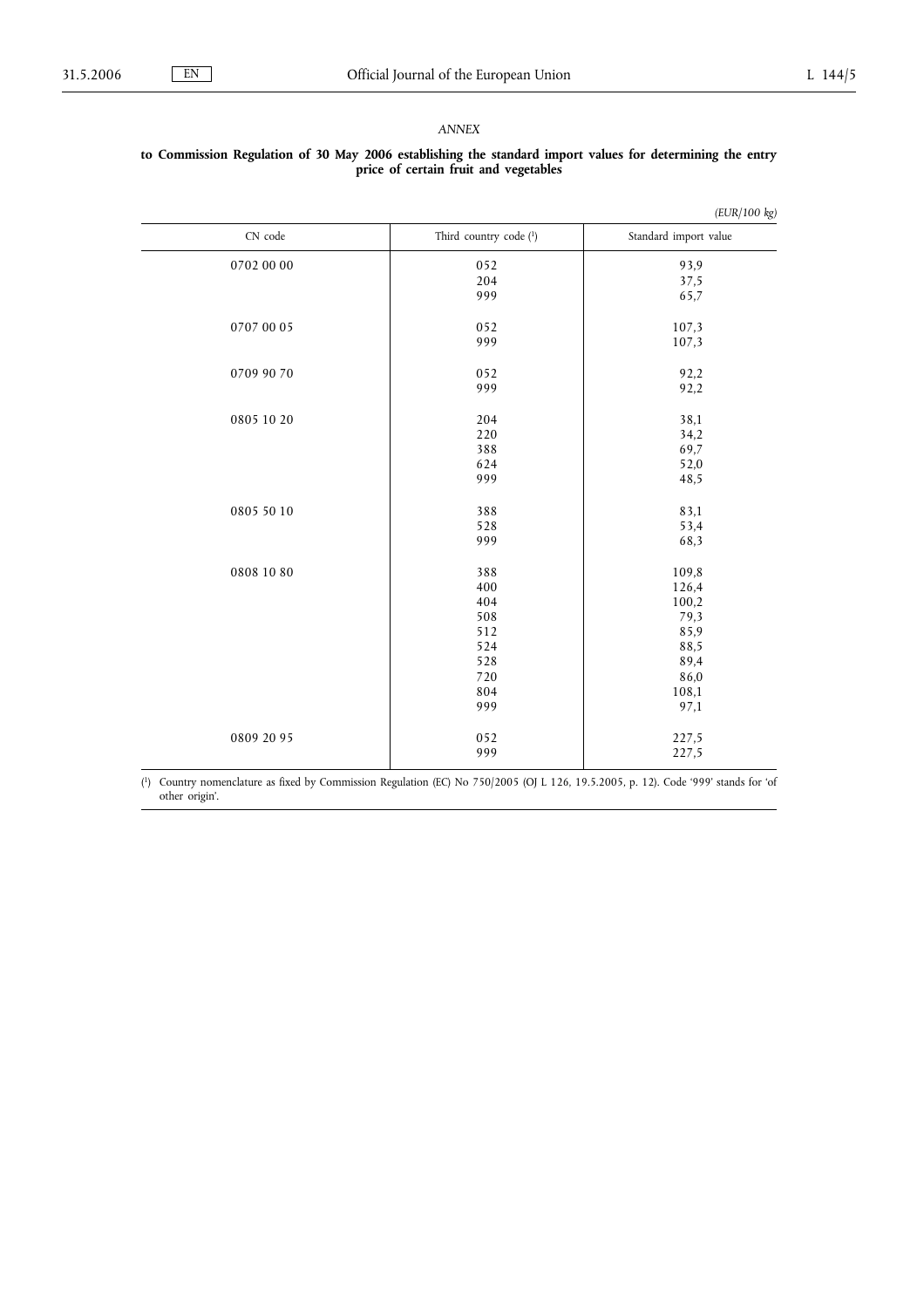*ANNEX*

**to Commission Regulation of 30 May 2006 establishing the standard import values for determining the entry price of certain fruit and vegetables**

*(EUR/100 kg)*

| CN code | Third country code [1] | Standard import value |
|---|---|---|
| 0702 00 00 | 052 | 93,9 |
| | 204 | 37,5 |
| | 999 | 65,7 |
| 0707 00 05 | 052 | 107,3 |
| | 999 | 107,3 |
| 0709 90 70 | 052 | 92,2 |
| | 999 | 92,2 |
| 0805 10 20 | 204 | 38,1 |
| | 220 | 34,2 |
| | 388 | 69,7 |
| | 624 | 52,0 |
| | 999 | 48,5 |
| 0805 50 10 | 388 | 83,1 |
| | 528 | 53,4 |
| | 999 | 68,3 |
| 0808 10 80 | 388 | 109,8 |
| | 400 | 126,4 |
| | 404 | 100,2 |
| | 508 | 79,3 |
| | 512 | 85,9 |
| | 524 | 88,5 |
| | 528 | 89,4 |
| | 720 | 86,0 |
| | 804 | 108,1 |
| | 999 | 97,1 |
| 0809 20 95 | 052 | 227,5 |
| | 999 | 227,5 |

[1] Country nomenclature as fixed by Commission Regulation (EC) No 750/2005 (OJ L 126, 19.5.2005, p. 12). Code '999' stands for 'of other origin'.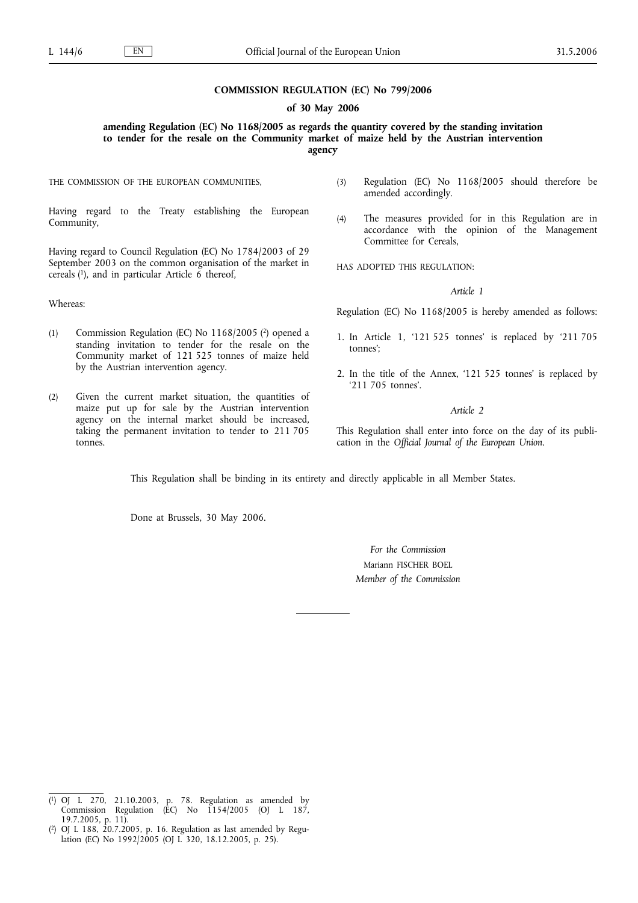**COMMISSION REGULATION (EC) No 799/2006**

**of 30 May 2006**

**amending Regulation (EC) No 1168/2005 as regards the quantity covered by the standing invitation to tender for the resale on the Community market of maize held by the Austrian intervention agency**

THE COMMISSION OF THE EUROPEAN COMMUNITIES,

Having regard to the Treaty establishing the European Community,

Having regard to Council Regulation (EC) No 1784/2003 of 29 September 2003 on the common organisation of the market in cereals [1], and in particular Article 6 thereof,

Whereas:

(1) Commission Regulation (EC) No 1168/2005 [2] opened a standing invitation to tender for the resale on the Community market of 121 525 tonnes of maize held by the Austrian intervention agency.

(2) Given the current market situation, the quantities of maize put up for sale by the Austrian intervention agency on the internal market should be increased, taking the permanent invitation to tender to 211 705 tonnes.

(3) Regulation (EC) No 1168/2005 should therefore be amended accordingly.

(4) The measures provided for in this Regulation are in accordance with the opinion of the Management Committee for Cereals,

HAS ADOPTED THIS REGULATION:

*Article 1*

Regulation (EC) No 1168/2005 is hereby amended as follows:

1. In Article 1, '121 525 tonnes' is replaced by '211 705 tonnes';

2. In the title of the Annex, '121 525 tonnes' is replaced by '211 705 tonnes'.

*Article 2*

This Regulation shall enter into force on the day of its publication in the *Official Journal of the European Union*.

This Regulation shall be binding in its entirety and directly applicable in all Member States.

Done at Brussels, 30 May 2006.

*For the Commission*

Mariann FISCHER BOEL

*Member of the Commission*

---

[1] OJ L 270, 21.10.2003, p. 78. Regulation as amended by Commission Regulation (EC) No 1154/2005 (OJ L 187, 19.7.2005, p. 11).

[2] OJ L 188, 20.7.2005, p. 16. Regulation as last amended by Regulation (EC) No 1992/2005 (OJ L 320, 18.12.2005, p. 25).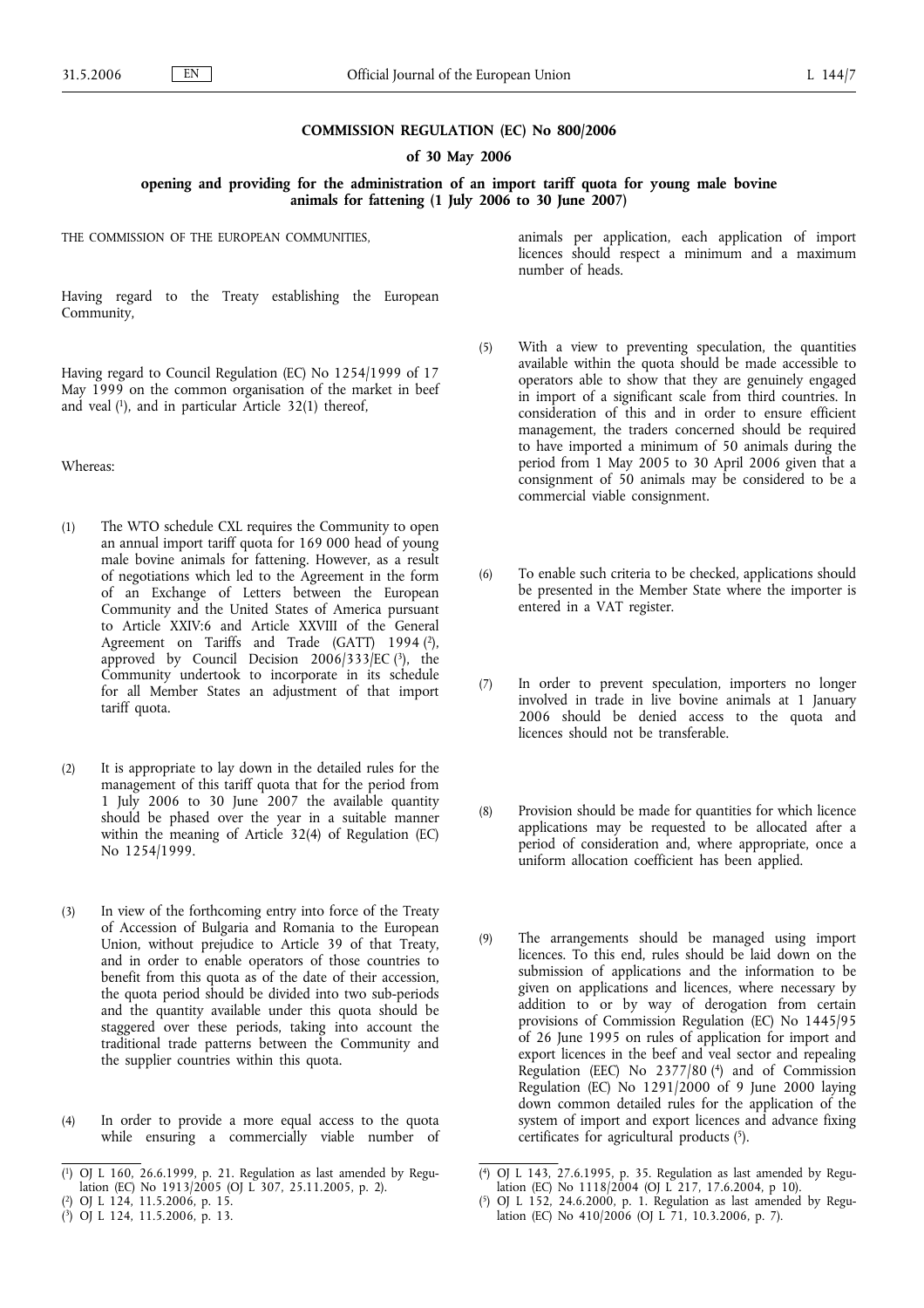**COMMISSION REGULATION (EC) No 800/2006**

**of 30 May 2006**

**opening and providing for the administration of an import tariff quota for young male bovine animals for fattening (1 July 2006 to 30 June 2007)**

THE COMMISSION OF THE EUROPEAN COMMUNITIES,

Having regard to the Treaty establishing the European Community,

Having regard to Council Regulation (EC) No 1254/1999 of 17 May 1999 on the common organisation of the market in beef and veal [1], and in particular Article 32(1) thereof,

Whereas:

(1) The WTO schedule CXL requires the Community to open an annual import tariff quota for 169 000 head of young male bovine animals for fattening. However, as a result of negotiations which led to the Agreement in the form of an Exchange of Letters between the European Community and the United States of America pursuant to Article XXIV:6 and Article XXVIII of the General Agreement on Tariffs and Trade (GATT) 1994 [2], approved by Council Decision 2006/333/EC [3], the Community undertook to incorporate in its schedule for all Member States an adjustment of that import tariff quota.

(2) It is appropriate to lay down in the detailed rules for the management of this tariff quota that for the period from 1 July 2006 to 30 June 2007 the available quantity should be phased over the year in a suitable manner within the meaning of Article 32(4) of Regulation (EC) No 1254/1999.

(3) In view of the forthcoming entry into force of the Treaty of Accession of Bulgaria and Romania to the European Union, without prejudice to Article 39 of that Treaty, and in order to enable operators of those countries to benefit from this quota as of the date of their accession, the quota period should be divided into two sub-periods and the quantity available under this quota should be staggered over these periods, taking into account the traditional trade patterns between the Community and the supplier countries within this quota.

(4) In order to provide a more equal access to the quota while ensuring a commercially viable number of animals per application, each application of import licences should respect a minimum and a maximum number of heads.

(5) With a view to preventing speculation, the quantities available within the quota should be made accessible to operators able to show that they are genuinely engaged in import of a significant scale from third countries. In consideration of this and in order to ensure efficient management, the traders concerned should be required to have imported a minimum of 50 animals during the period from 1 May 2005 to 30 April 2006 given that a consignment of 50 animals may be considered to be a commercial viable consignment.

(6) To enable such criteria to be checked, applications should be presented in the Member State where the importer is entered in a VAT register.

(7) In order to prevent speculation, importers no longer involved in trade in live bovine animals at 1 January 2006 should be denied access to the quota and licences should not be transferable.

(8) Provision should be made for quantities for which licence applications may be requested to be allocated after a period of consideration and, where appropriate, once a uniform allocation coefficient has been applied.

(9) The arrangements should be managed using import licences. To this end, rules should be laid down on the submission of applications and the information to be given on applications and licences, where necessary by addition to or by way of derogation from certain provisions of Commission Regulation (EC) No 1445/95 of 26 June 1995 on rules of application for import and export licences in the beef and veal sector and repealing Regulation (EEC) No 2377/80 [4] and of Commission Regulation (EC) No 1291/2000 of 9 June 2000 laying down common detailed rules for the application of the system of import and export licences and advance fixing certificates for agricultural products [5].

[1] OJ L 160, 26.6.1999, p. 21. Regulation as last amended by Regulation (EC) No 1913/2005 (OJ L 307, 25.11.2005, p. 2).

[2] OJ L 124, 11.5.2006, p. 15.

[3] OJ L 124, 11.5.2006, p. 13.

[4] OJ L 143, 27.6.1995, p. 35. Regulation as last amended by Regulation (EC) No 1118/2004 (OJ L 217, 17.6.2004, p 10).

[5] OJ L 152, 24.6.2000, p. 1. Regulation as last amended by Regulation (EC) No 410/2006 (OJ L 71, 10.3.2006, p. 7).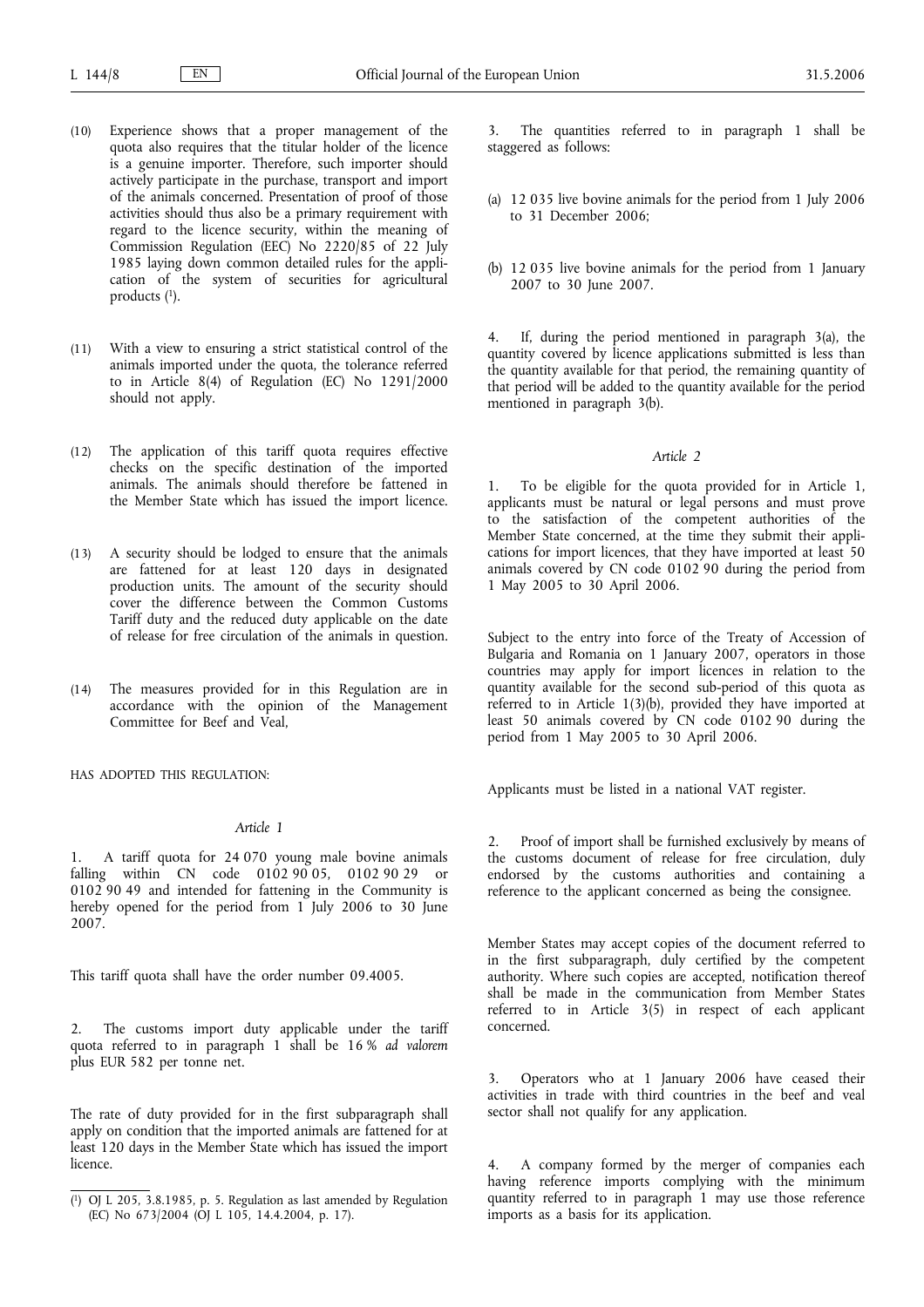(10) Experience shows that a proper management of the quota also requires that the titular holder of the licence is a genuine importer. Therefore, such importer should actively participate in the purchase, transport and import of the animals concerned. Presentation of proof of those activities should thus also be a primary requirement with regard to the licence security, within the meaning of Commission Regulation (EEC) No 2220/85 of 22 July 1985 laying down common detailed rules for the application of the system of securities for agricultural products [1].

(11) With a view to ensuring a strict statistical control of the animals imported under the quota, the tolerance referred to in Article 8(4) of Regulation (EC) No 1291/2000 should not apply.

(12) The application of this tariff quota requires effective checks on the specific destination of the imported animals. The animals should therefore be fattened in the Member State which has issued the import licence.

(13) A security should be lodged to ensure that the animals are fattened for at least 120 days in designated production units. The amount of the security should cover the difference between the Common Customs Tariff duty and the reduced duty applicable on the date of release for free circulation of the animals in question.

(14) The measures provided for in this Regulation are in accordance with the opinion of the Management Committee for Beef and Veal,

HAS ADOPTED THIS REGULATION:

*Article 1*

1. A tariff quota for 24 070 young male bovine animals falling within CN code 0102 90 05, 0102 90 29 or 0102 90 49 and intended for fattening in the Community is hereby opened for the period from 1 July 2006 to 30 June 2007.

This tariff quota shall have the order number 09.4005.

2. The customs import duty applicable under the tariff quota referred to in paragraph 1 shall be 16 % *ad valorem* plus EUR 582 per tonne net.

The rate of duty provided for in the first subparagraph shall apply on condition that the imported animals are fattened for at least 120 days in the Member State which has issued the import licence.

3. The quantities referred to in paragraph 1 shall be staggered as follows:

(a) 12 035 live bovine animals for the period from 1 July 2006 to 31 December 2006;

(b) 12 035 live bovine animals for the period from 1 January 2007 to 30 June 2007.

4. If, during the period mentioned in paragraph 3(a), the quantity covered by licence applications submitted is less than the quantity available for that period, the remaining quantity of that period will be added to the quantity available for the period mentioned in paragraph 3(b).

*Article 2*

1. To be eligible for the quota provided for in Article 1, applicants must be natural or legal persons and must prove to the satisfaction of the competent authorities of the Member State concerned, at the time they submit their applications for import licences, that they have imported at least 50 animals covered by CN code 0102 90 during the period from 1 May 2005 to 30 April 2006.

Subject to the entry into force of the Treaty of Accession of Bulgaria and Romania on 1 January 2007, operators in those countries may apply for import licences in relation to the quantity available for the second sub-period of this quota as referred to in Article 1(3)(b), provided they have imported at least 50 animals covered by CN code 0102 90 during the period from 1 May 2005 to 30 April 2006.

Applicants must be listed in a national VAT register.

2. Proof of import shall be furnished exclusively by means of the customs document of release for free circulation, duly endorsed by the customs authorities and containing a reference to the applicant concerned as being the consignee.

Member States may accept copies of the document referred to in the first subparagraph, duly certified by the competent authority. Where such copies are accepted, notification thereof shall be made in the communication from Member States referred to in Article 3(5) in respect of each applicant concerned.

3. Operators who at 1 January 2006 have ceased their activities in trade with third countries in the beef and veal sector shall not qualify for any application.

4. A company formed by the merger of companies each having reference imports complying with the minimum quantity referred to in paragraph 1 may use those reference imports as a basis for its application.

[1] OJ L 205, 3.8.1985, p. 5. Regulation as last amended by Regulation (EC) No 673/2004 (OJ L 105, 14.4.2004, p. 17).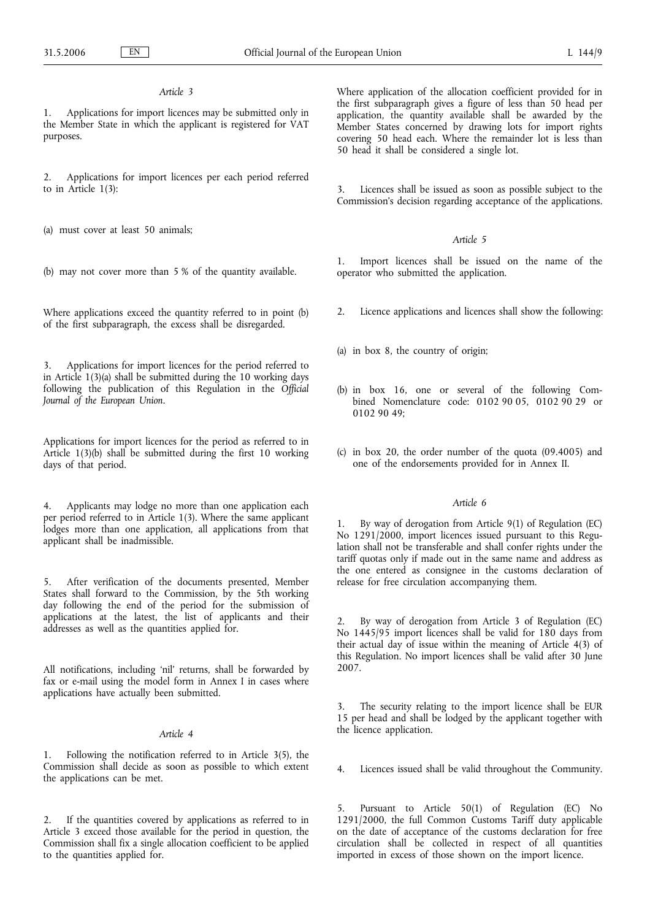*Article 3*

1. Applications for import licences may be submitted only in the Member State in which the applicant is registered for VAT purposes.

2. Applications for import licences per each period referred to in Article 1(3):

(a) must cover at least 50 animals;

(b) may not cover more than 5 % of the quantity available.

Where applications exceed the quantity referred to in point (b) of the first subparagraph, the excess shall be disregarded.

3. Applications for import licences for the period referred to in Article 1(3)(a) shall be submitted during the 10 working days following the publication of this Regulation in the *Official Journal of the European Union*.

Applications for import licences for the period as referred to in Article 1(3)(b) shall be submitted during the first 10 working days of that period.

4. Applicants may lodge no more than one application each per period referred to in Article 1(3). Where the same applicant lodges more than one application, all applications from that applicant shall be inadmissible.

5. After verification of the documents presented, Member States shall forward to the Commission, by the 5th working day following the end of the period for the submission of applications at the latest, the list of applicants and their addresses as well as the quantities applied for.

All notifications, including 'nil' returns, shall be forwarded by fax or e-mail using the model form in Annex I in cases where applications have actually been submitted.

*Article 4*

1. Following the notification referred to in Article 3(5), the Commission shall decide as soon as possible to which extent the applications can be met.

2. If the quantities covered by applications as referred to in Article 3 exceed those available for the period in question, the Commission shall fix a single allocation coefficient to be applied to the quantities applied for.

Where application of the allocation coefficient provided for in the first subparagraph gives a figure of less than 50 head per application, the quantity available shall be awarded by the Member States concerned by drawing lots for import rights covering 50 head each. Where the remainder lot is less than 50 head it shall be considered a single lot.

3. Licences shall be issued as soon as possible subject to the Commission's decision regarding acceptance of the applications.

*Article 5*

1. Import licences shall be issued on the name of the operator who submitted the application.

2. Licence applications and licences shall show the following:

(a) in box 8, the country of origin;

(b) in box 16, one or several of the following Combined Nomenclature code: 0102 90 05, 0102 90 29 or 0102 90 49;

(c) in box 20, the order number of the quota (09.4005) and one of the endorsements provided for in Annex II.

*Article 6*

1. By way of derogation from Article 9(1) of Regulation (EC) No 1291/2000, import licences issued pursuant to this Regulation shall not be transferable and shall confer rights under the tariff quotas only if made out in the same name and address as the one entered as consignee in the customs declaration of release for free circulation accompanying them.

2. By way of derogation from Article 3 of Regulation (EC) No 1445/95 import licences shall be valid for 180 days from their actual day of issue within the meaning of Article 4(3) of this Regulation. No import licences shall be valid after 30 June 2007.

3. The security relating to the import licence shall be EUR 15 per head and shall be lodged by the applicant together with the licence application.

4. Licences issued shall be valid throughout the Community.

5. Pursuant to Article 50(1) of Regulation (EC) No 1291/2000, the full Common Customs Tariff duty applicable on the date of acceptance of the customs declaration for free circulation shall be collected in respect of all quantities imported in excess of those shown on the import licence.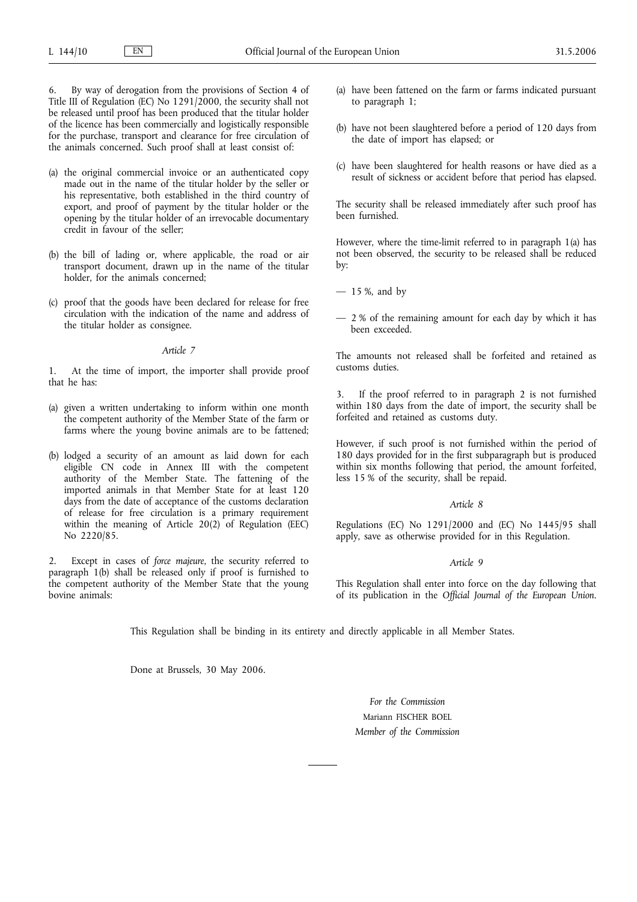6. By way of derogation from the provisions of Section 4 of Title III of Regulation (EC) No 1291/2000, the security shall not be released until proof has been produced that the titular holder of the licence has been commercially and logistically responsible for the purchase, transport and clearance for free circulation of the animals concerned. Such proof shall at least consist of:

(a) the original commercial invoice or an authenticated copy made out in the name of the titular holder by the seller or his representative, both established in the third country of export, and proof of payment by the titular holder or the opening by the titular holder of an irrevocable documentary credit in favour of the seller;

(b) the bill of lading or, where applicable, the road or air transport document, drawn up in the name of the titular holder, for the animals concerned;

(c) proof that the goods have been declared for release for free circulation with the indication of the name and address of the titular holder as consignee.

*Article 7*

1. At the time of import, the importer shall provide proof that he has:

(a) given a written undertaking to inform within one month the competent authority of the Member State of the farm or farms where the young bovine animals are to be fattened;

(b) lodged a security of an amount as laid down for each eligible CN code in Annex III with the competent authority of the Member State. The fattening of the imported animals in that Member State for at least 120 days from the date of acceptance of the customs declaration of release for free circulation is a primary requirement within the meaning of Article 20(2) of Regulation (EEC) No 2220/85.

2. Except in cases of *force majeure*, the security referred to paragraph 1(b) shall be released only if proof is furnished to the competent authority of the Member State that the young bovine animals:

(a) have been fattened on the farm or farms indicated pursuant to paragraph 1;

(b) have not been slaughtered before a period of 120 days from the date of import has elapsed; or

(c) have been slaughtered for health reasons or have died as a result of sickness or accident before that period has elapsed.

The security shall be released immediately after such proof has been furnished.

However, where the time-limit referred to in paragraph 1(a) has not been observed, the security to be released shall be reduced by:

— 15 %, and by

— 2 % of the remaining amount for each day by which it has been exceeded.

The amounts not released shall be forfeited and retained as customs duties.

3. If the proof referred to in paragraph 2 is not furnished within 180 days from the date of import, the security shall be forfeited and retained as customs duty.

However, if such proof is not furnished within the period of 180 days provided for in the first subparagraph but is produced within six months following that period, the amount forfeited, less 15 % of the security, shall be repaid.

*Article 8*

Regulations (EC) No 1291/2000 and (EC) No 1445/95 shall apply, save as otherwise provided for in this Regulation.

*Article 9*

This Regulation shall enter into force on the day following that of its publication in the *Official Journal of the European Union*.

This Regulation shall be binding in its entirety and directly applicable in all Member States.

Done at Brussels, 30 May 2006.

*For the Commission*

Mariann FISCHER BOEL

*Member of the Commission*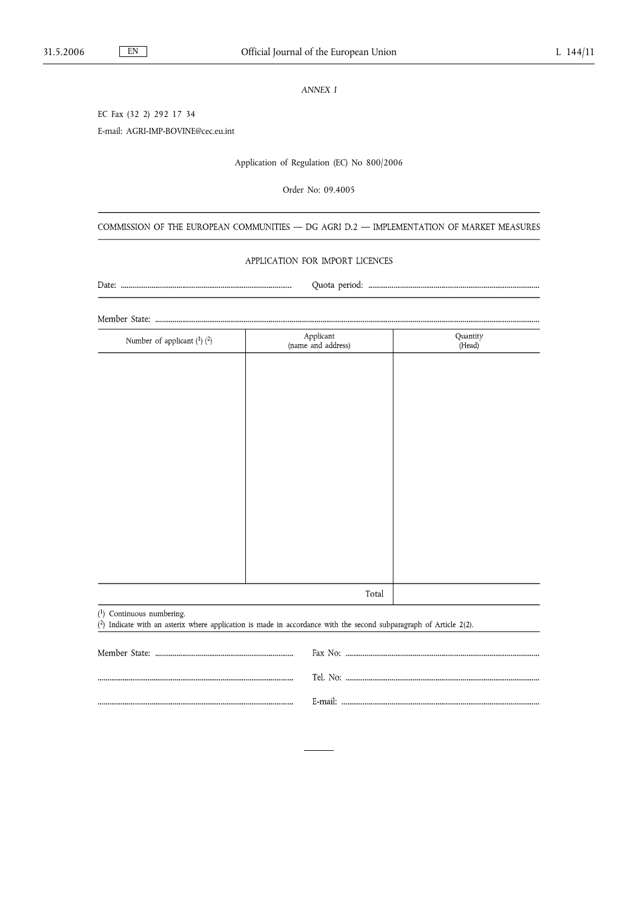*ANNEX I*

EC Fax (32 2) 292 17 34

E-mail: AGRI-IMP-BOVINE@cec.eu.int

Application of Regulation (EC) No 800/2006

Order No: 09.4005

COMMISSION OF THE EUROPEAN COMMUNITIES — DG AGRI D.2 — IMPLEMENTATION OF MARKET MEASURES

APPLICATION FOR IMPORT LICENCES

Date: ........................................................................................ Quota period: ........................................................................................

Member State: ........................................................................................

| Number of applicant [1] [2] | Applicant (name and address) | Quantity (Head) |
|---|---|---|
| | | |
| | Total | |

[1] Continuous numbering.

[2] Indicate with an asterix where application is made in accordance with the second subparagraph of Article 2(2).

Member State: ........................................................................ Fax No: ........................................................................................

........................................................................................ Tel. No: ........................................................................................

........................................................................................ E-mail: ........................................................................................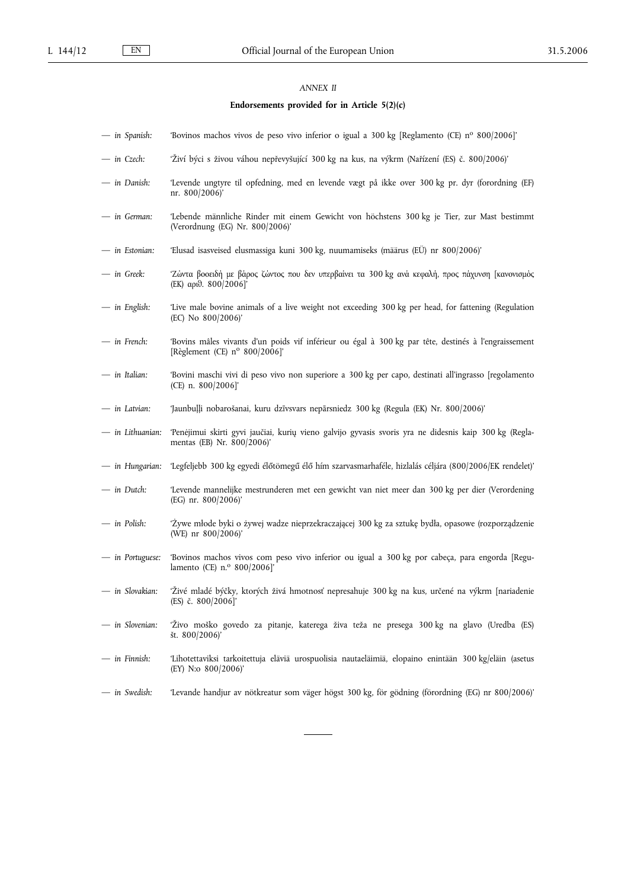*ANNEX II*

**Endorsements provided for in Article 5(2)(c)**

— *in Spanish:* 'Bovinos machos vivos de peso vivo inferior o igual a 300 kg [Reglamento (CE) nº 800/2006]'

— *in Czech:* 'Živí býci s živou váhou nepřevyšující 300 kg na kus, na výkrm (Nařízení (ES) č. 800/2006)'

— *in Danish:* 'Levende ungtyre til opfedning, med en levende vægt på ikke over 300 kg pr. dyr (forordning (EF) nr. 800/2006)'

— *in German:* 'Lebende männliche Rinder mit einem Gewicht von höchstens 300 kg je Tier, zur Mast bestimmt (Verordnung (EG) Nr. 800/2006)'

— *in Estonian:* 'Elusad isasveised elusmassiga kuni 300 kg, nuumamiseks (määrus (EÜ) nr 800/2006)'

— *in Greek:* 'Ζώντα βοοειδή με βάρος ζώντος που δεν υπερβαίνει τα 300 kg ανά κεφαλή, προς πάχυνση [κανονισμός (ΕΚ) αριθ. 800/2006]'

— *in English:* 'Live male bovine animals of a live weight not exceeding 300 kg per head, for fattening (Regulation (EC) No 800/2006)'

— *in French:* 'Bovins mâles vivants d'un poids vif inférieur ou égal à 300 kg par tête, destinés à l'engraissement [Règlement (CE) nº 800/2006]'

— *in Italian:* 'Bovini maschi vivi di peso vivo non superiore a 300 kg per capo, destinati all'ingrasso [regolamento (CE) n. 800/2006]'

— *in Latvian:* 'Jaunbuļļi nobarošanai, kuru dzīvsvars nepārsniedz 300 kg (Regula (EK) Nr. 800/2006)'

— *in Lithuanian:* 'Penėjimui skirti gyvi jaučiai, kurių vieno galvijo gyvasis svoris yra ne didesnis kaip 300 kg (Reglamentas (EB) Nr. 800/2006)'

— *in Hungarian:* 'Legfeljebb 300 kg egyedi élőtömegű élő hím szarvasmarhaféle, hizlalás céljára (800/2006/EK rendelet)'

— *in Dutch:* 'Levende mannelijke mestrunderen met een gewicht van niet meer dan 300 kg per dier (Verordening (EG) nr. 800/2006)'

— *in Polish:* 'Żywe młode byki o żywej wadze nieprzekraczającej 300 kg za sztukę bydła, opasowe (rozporządzenie (WE) nr 800/2006)'

— *in Portuguese:* 'Bovinos machos vivos com peso vivo inferior ou igual a 300 kg por cabeça, para engorda [Regulamento (CE) n.º 800/2006]'

— *in Slovakian:* 'Živé mladé býčky, ktorých živá hmotnosť nepresahuje 300 kg na kus, určené na výkrm [nariadenie (ES) č. 800/2006]'

— *in Slovenian:* 'Živo moško govedo za pitanje, katerega živa teža ne presega 300 kg na glavo (Uredba (ES) št. 800/2006)'

— *in Finnish:* 'Lihotettaviksi tarkoitettuja eläviä urospuolisia nautaeläimiä, elopaino enintään 300 kg/eläin (asetus (EY) N:o 800/2006)'

— *in Swedish:* 'Levande handjur av nötkreatur som väger högst 300 kg, för gödning (förordning (EG) nr 800/2006)'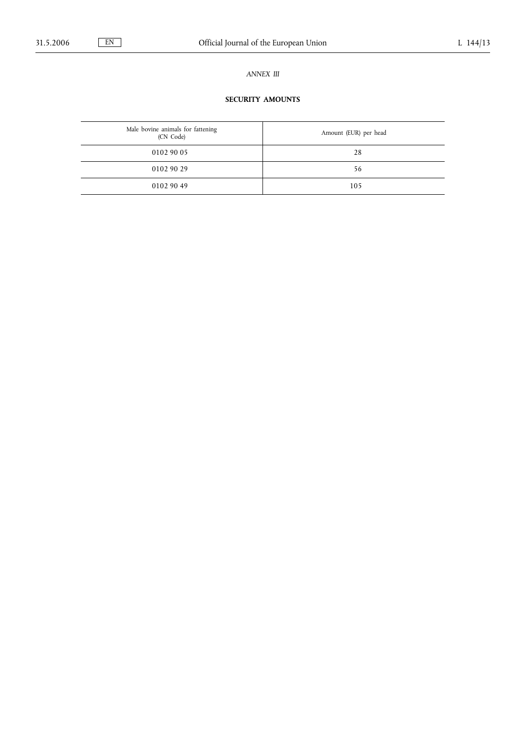*ANNEX III*

**SECURITY AMOUNTS**

| Male bovine animals for fattening (CN Code) | Amount (EUR) per head |
|---|---|
| 0102 90 05 | 28 |
| 0102 90 29 | 56 |
| 0102 90 49 | 105 |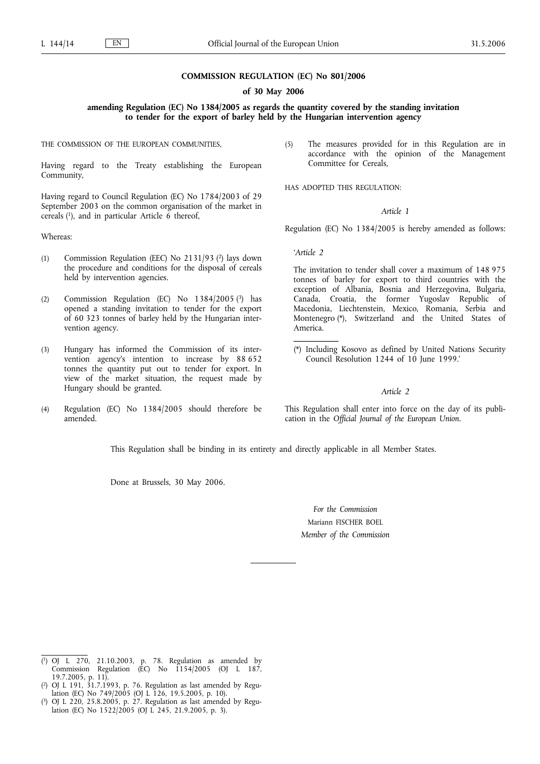**COMMISSION REGULATION (EC) No 801/2006**

**of 30 May 2006**

**amending Regulation (EC) No 1384/2005 as regards the quantity covered by the standing invitation to tender for the export of barley held by the Hungarian intervention agency**

THE COMMISSION OF THE EUROPEAN COMMUNITIES,

Having regard to the Treaty establishing the European Community,

Having regard to Council Regulation (EC) No 1784/2003 of 29 September 2003 on the common organisation of the market in cereals [1], and in particular Article 6 thereof,

Whereas:

(1) Commission Regulation (EEC) No 2131/93 [2] lays down the procedure and conditions for the disposal of cereals held by intervention agencies.

(2) Commission Regulation (EC) No 1384/2005 [3] has opened a standing invitation to tender for the export of 60 323 tonnes of barley held by the Hungarian intervention agency.

(3) Hungary has informed the Commission of its intervention agency's intention to increase by 88 652 tonnes the quantity put out to tender for export. In view of the market situation, the request made by Hungary should be granted.

(4) Regulation (EC) No 1384/2005 should therefore be amended.

(5) The measures provided for in this Regulation are in accordance with the opinion of the Management Committee for Cereals,

HAS ADOPTED THIS REGULATION:

*Article 1*

Regulation (EC) No 1384/2005 is hereby amended as follows:

'*Article 2*

The invitation to tender shall cover a maximum of 148 975 tonnes of barley for export to third countries with the exception of Albania, Bosnia and Herzegovina, Bulgaria, Canada, Croatia, the former Yugoslav Republic of Macedonia, Liechtenstein, Mexico, Romania, Serbia and Montenegro (*), Switzerland and the United States of America.

(*) Including Kosovo as defined by United Nations Security Council Resolution 1244 of 10 June 1999.'

*Article 2*

This Regulation shall enter into force on the day of its publication in the *Official Journal of the European Union*.

This Regulation shall be binding in its entirety and directly applicable in all Member States.

Done at Brussels, 30 May 2006.

*For the Commission*

Mariann FISCHER BOEL

*Member of the Commission*

[1] OJ L 270, 21.10.2003, p. 78. Regulation as amended by Commission Regulation (EC) No 1154/2005 (OJ L 187, 19.7.2005, p. 11).

[2] OJ L 191, 31.7.1993, p. 76. Regulation as last amended by Regulation (EC) No 749/2005 (OJ L 126, 19.5.2005, p. 10).

[3] OJ L 220, 25.8.2005, p. 27. Regulation as last amended by Regulation (EC) No 1522/2005 (OJ L 245, 21.9.2005, p. 3).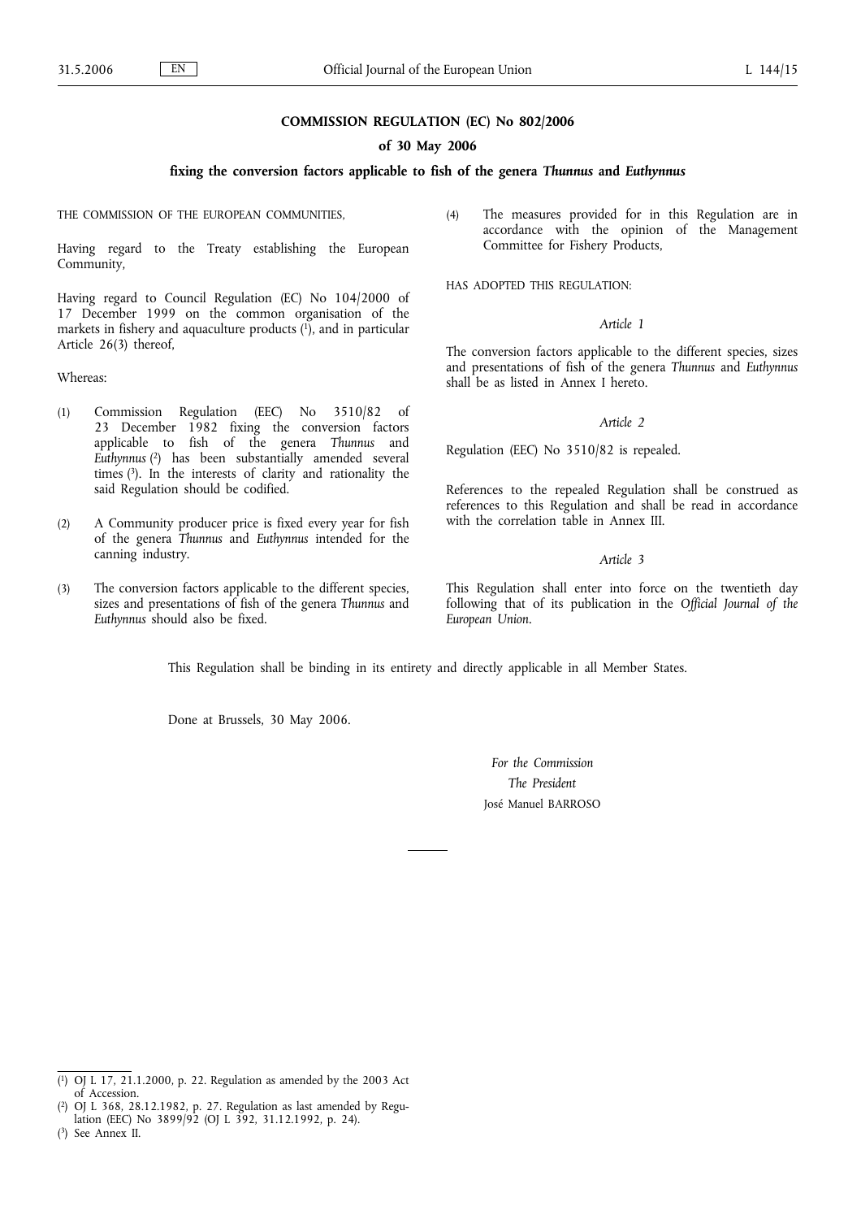**COMMISSION REGULATION (EC) No 802/2006**

**of 30 May 2006**

**fixing the conversion factors applicable to fish of the genera *Thunnus* and *Euthynnus***

THE COMMISSION OF THE EUROPEAN COMMUNITIES,

Having regard to the Treaty establishing the European Community,

Having regard to Council Regulation (EC) No 104/2000 of 17 December 1999 on the common organisation of the markets in fishery and aquaculture products [1], and in particular Article 26(3) thereof,

Whereas:

(1) Commission Regulation (EEC) No 3510/82 of 23 December 1982 fixing the conversion factors applicable to fish of the genera *Thunnus* and *Euthynnus* [2] has been substantially amended several times [3]. In the interests of clarity and rationality the said Regulation should be codified.

(2) A Community producer price is fixed every year for fish of the genera *Thunnus* and *Euthynnus* intended for the canning industry.

(3) The conversion factors applicable to the different species, sizes and presentations of fish of the genera *Thunnus* and *Euthynnus* should also be fixed.

(4) The measures provided for in this Regulation are in accordance with the opinion of the Management Committee for Fishery Products,

HAS ADOPTED THIS REGULATION:

*Article 1*

The conversion factors applicable to the different species, sizes and presentations of fish of the genera *Thunnus* and *Euthynnus* shall be as listed in Annex I hereto.

*Article 2*

Regulation (EEC) No 3510/82 is repealed.

References to the repealed Regulation shall be construed as references to this Regulation and shall be read in accordance with the correlation table in Annex III.

*Article 3*

This Regulation shall enter into force on the twentieth day following that of its publication in the *Official Journal of the European Union*.

This Regulation shall be binding in its entirety and directly applicable in all Member States.

Done at Brussels, 30 May 2006.

*For the Commission*

*The President*

José Manuel BARROSO

---

[1] OJ L 17, 21.1.2000, p. 22. Regulation as amended by the 2003 Act of Accession.

[2] OJ L 368, 28.12.1982, p. 27. Regulation as last amended by Regulation (EEC) No 3899/92 (OJ L 392, 31.12.1992, p. 24).

[3] See Annex II.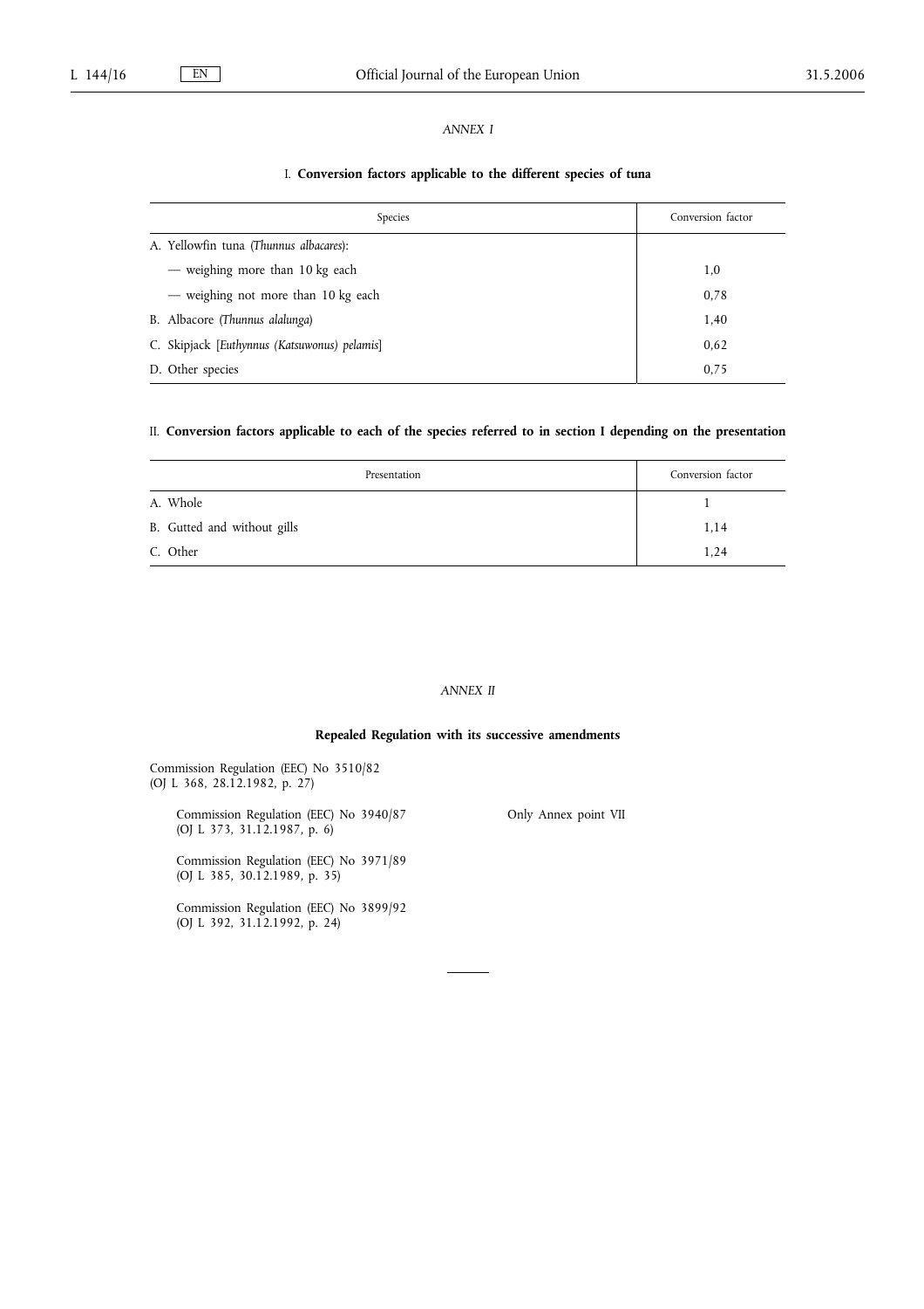*ANNEX I*

## I. **Conversion factors applicable to the different species of tuna**

| Species | Conversion factor |
|---|---|
| A. Yellowfin tuna (*Thunnus albacares*): | |
| — weighing more than 10 kg each | 1,0 |
| — weighing not more than 10 kg each | 0,78 |
| B. Albacore (*Thunnus alalunga*) | 1,40 |
| C. Skipjack [*Euthynnus (Katsuwonus) pelamis*] | 0,62 |
| D. Other species | 0,75 |

## II. **Conversion factors applicable to each of the species referred to in section I depending on the presentation**

| Presentation | Conversion factor |
|---|---|
| A. Whole | 1 |
| B. Gutted and without gills | 1,14 |
| C. Other | 1,24 |

*ANNEX II*

## **Repealed Regulation with its successive amendments**

Commission Regulation (EEC) No 3510/82
(OJ L 368, 28.12.1982, p. 27)

Commission Regulation (EEC) No 3940/87 — Only Annex point VII
(OJ L 373, 31.12.1987, p. 6)

Commission Regulation (EEC) No 3971/89
(OJ L 385, 30.12.1989, p. 35)

Commission Regulation (EEC) No 3899/92
(OJ L 392, 31.12.1992, p. 24)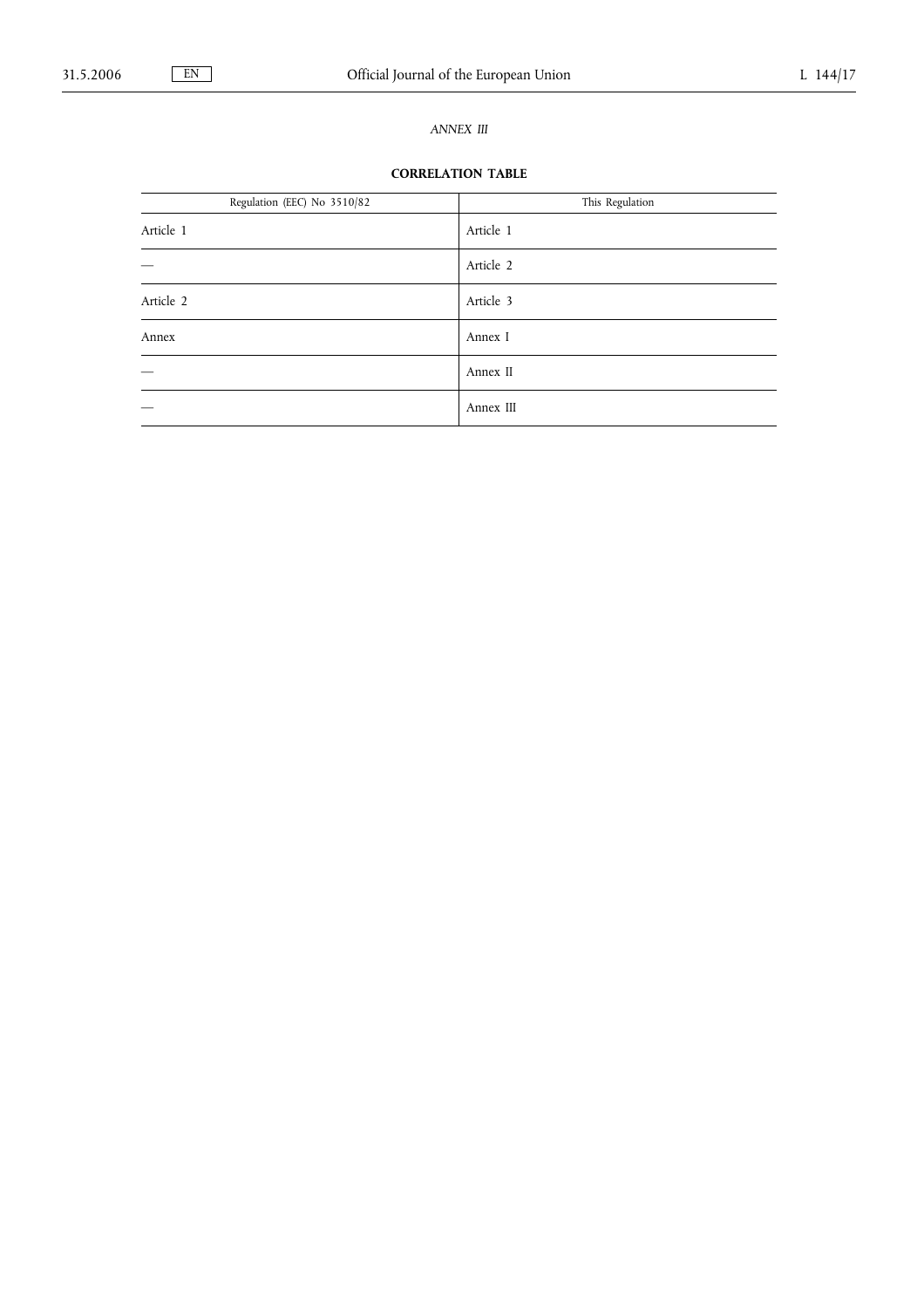*ANNEX III*

**CORRELATION TABLE**

| Regulation (EEC) No 3510/82 | This Regulation |
|---|---|
| Article 1 | Article 1 |
| — | Article 2 |
| Article 2 | Article 3 |
| Annex | Annex I |
| — | Annex II |
| — | Annex III |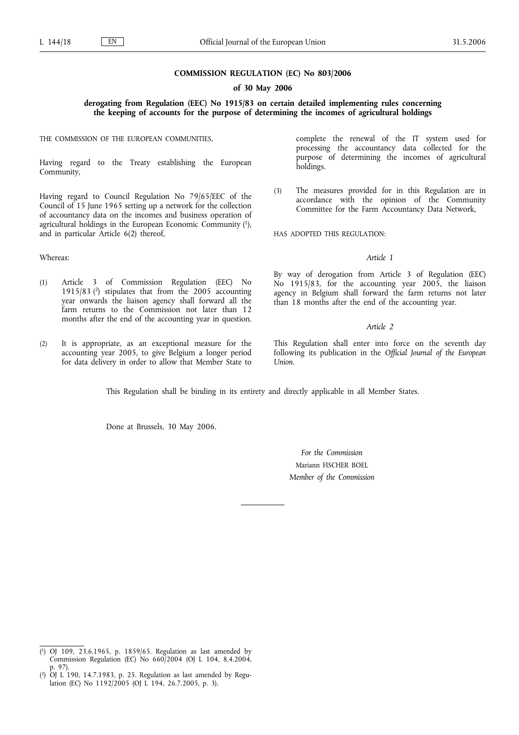**COMMISSION REGULATION (EC) No 803/2006**

**of 30 May 2006**

**derogating from Regulation (EEC) No 1915/83 on certain detailed implementing rules concerning the keeping of accounts for the purpose of determining the incomes of agricultural holdings**

THE COMMISSION OF THE EUROPEAN COMMUNITIES,

Having regard to the Treaty establishing the European Community,

Having regard to Council Regulation No 79/65/EEC of the Council of 15 June 1965 setting up a network for the collection of accountancy data on the incomes and business operation of agricultural holdings in the European Economic Community [1], and in particular Article 6(2) thereof,

Whereas:

(1) Article 3 of Commission Regulation (EEC) No 1915/83 [2] stipulates that from the 2005 accounting year onwards the liaison agency shall forward all the farm returns to the Commission not later than 12 months after the end of the accounting year in question.

(2) It is appropriate, as an exceptional measure for the accounting year 2005, to give Belgium a longer period for data delivery in order to allow that Member State to complete the renewal of the IT system used for processing the accountancy data collected for the purpose of determining the incomes of agricultural holdings.

(3) The measures provided for in this Regulation are in accordance with the opinion of the Community Committee for the Farm Accountancy Data Network,

HAS ADOPTED THIS REGULATION:

*Article 1*

By way of derogation from Article 3 of Regulation (EEC) No 1915/83, for the accounting year 2005, the liaison agency in Belgium shall forward the farm returns not later than 18 months after the end of the accounting year.

*Article 2*

This Regulation shall enter into force on the seventh day following its publication in the *Official Journal of the European Union*.

This Regulation shall be binding in its entirety and directly applicable in all Member States.

Done at Brussels, 30 May 2006.

*For the Commission*

Mariann FISCHER BOEL

*Member of the Commission*

---

[1] OJ 109, 23.6.1965, p. 1859/65. Regulation as last amended by Commission Regulation (EC) No 660/2004 (OJ L 104, 8.4.2004, p. 97).

[2] OJ L 190, 14.7.1983, p. 25. Regulation as last amended by Regulation (EC) No 1192/2005 (OJ L 194, 26.7.2005, p. 3).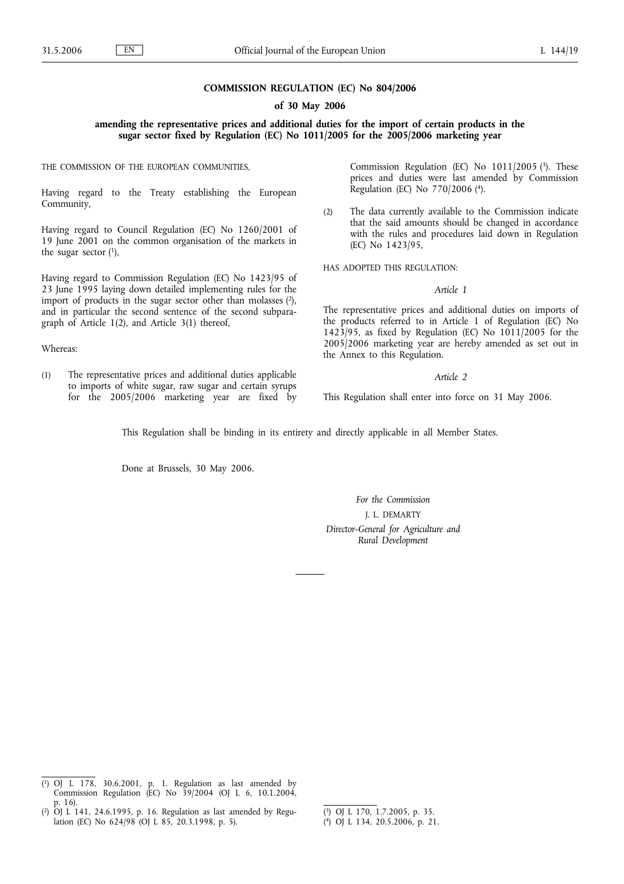**COMMISSION REGULATION (EC) No 804/2006**

**of 30 May 2006**

**amending the representative prices and additional duties for the import of certain products in the sugar sector fixed by Regulation (EC) No 1011/2005 for the 2005/2006 marketing year**

THE COMMISSION OF THE EUROPEAN COMMUNITIES,

Having regard to the Treaty establishing the European Community,

Having regard to Council Regulation (EC) No 1260/2001 of 19 June 2001 on the common organisation of the markets in the sugar sector [1],

Having regard to Commission Regulation (EC) No 1423/95 of 23 June 1995 laying down detailed implementing rules for the import of products in the sugar sector other than molasses [2], and in particular the second sentence of the second subparagraph of Article 1(2), and Article 3(1) thereof,

Whereas:

(1) The representative prices and additional duties applicable to imports of white sugar, raw sugar and certain syrups for the 2005/2006 marketing year are fixed by Commission Regulation (EC) No 1011/2005 [3]. These prices and duties were last amended by Commission Regulation (EC) No 770/2006 [4].

(2) The data currently available to the Commission indicate that the said amounts should be changed in accordance with the rules and procedures laid down in Regulation (EC) No 1423/95,

HAS ADOPTED THIS REGULATION:

*Article 1*

The representative prices and additional duties on imports of the products referred to in Article 1 of Regulation (EC) No 1423/95, as fixed by Regulation (EC) No 1011/2005 for the 2005/2006 marketing year are hereby amended as set out in the Annex to this Regulation.

*Article 2*

This Regulation shall enter into force on 31 May 2006.

This Regulation shall be binding in its entirety and directly applicable in all Member States.

Done at Brussels, 30 May 2006.

*For the Commission*

J. L. DEMARTY

*Director-General for Agriculture and Rural Development*

---

[1] OJ L 178, 30.6.2001, p. 1. Regulation as last amended by Commission Regulation (EC) No 39/2004 (OJ L 6, 10.1.2004, p. 16).

[2] OJ L 141, 24.6.1995, p. 16. Regulation as last amended by Regulation (EC) No 624/98 (OJ L 85, 20.3.1998, p. 5).

[3] OJ L 170, 1.7.2005, p. 35.

[4] OJ L 134, 20.5.2006, p. 21.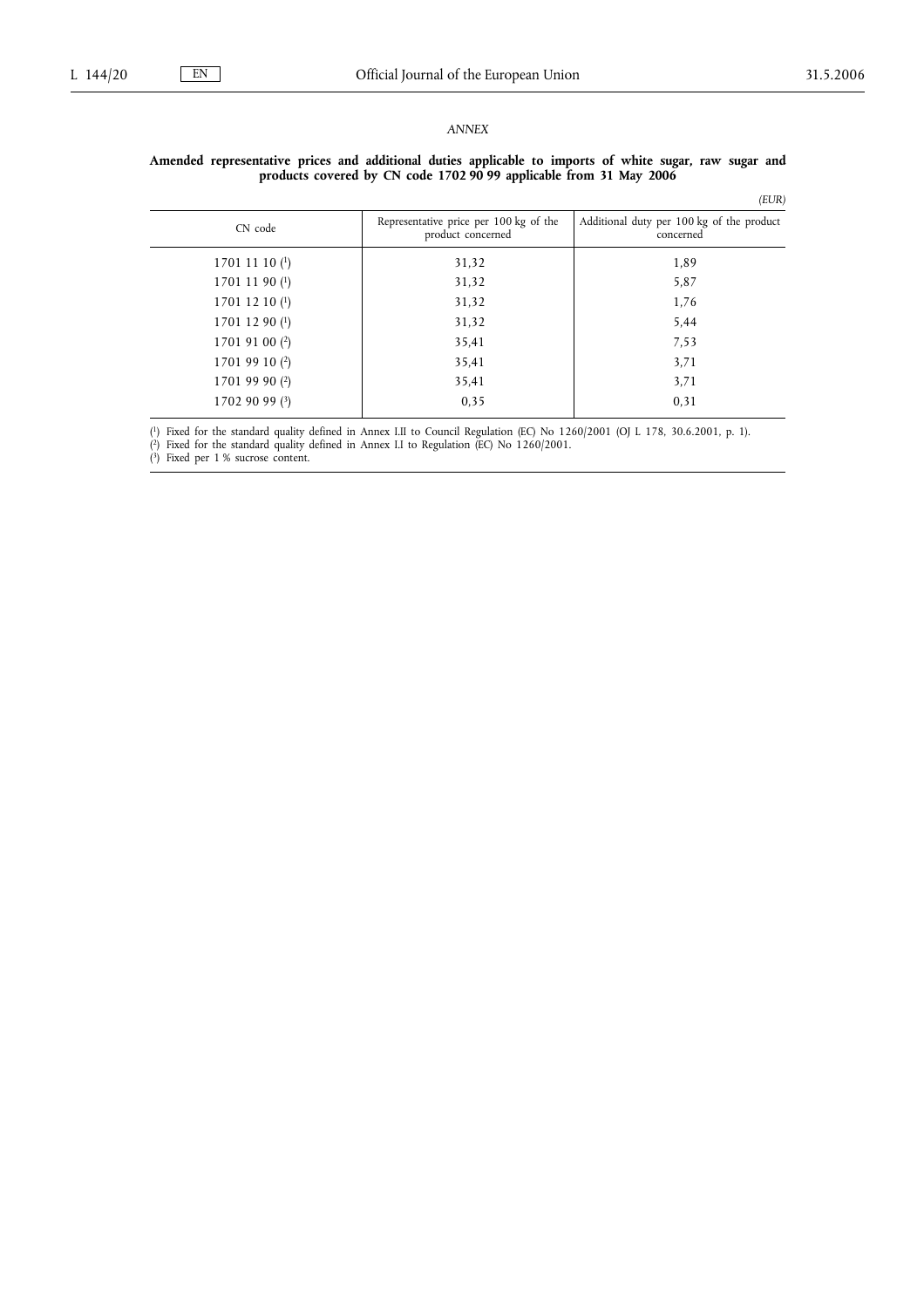*ANNEX*

**Amended representative prices and additional duties applicable to imports of white sugar, raw sugar and products covered by CN code 1702 90 99 applicable from 31 May 2006**

*(EUR)*

| CN code | Representative price per 100 kg of the product concerned | Additional duty per 100 kg of the product concerned |
|---|---|---|
| 1701 11 10 [1] | 31,32 | 1,89 |
| 1701 11 90 [1] | 31,32 | 5,87 |
| 1701 12 10 [1] | 31,32 | 1,76 |
| 1701 12 90 [1] | 31,32 | 5,44 |
| 1701 91 00 [2] | 35,41 | 7,53 |
| 1701 99 10 [2] | 35,41 | 3,71 |
| 1701 99 90 [2] | 35,41 | 3,71 |
| 1702 90 99 [3] | 0,35 | 0,31 |

[1] Fixed for the standard quality defined in Annex I.II to Council Regulation (EC) No 1260/2001 (OJ L 178, 30.6.2001, p. 1).

[2] Fixed for the standard quality defined in Annex I.I to Regulation (EC) No 1260/2001.

[3] Fixed per 1 % sucrose content.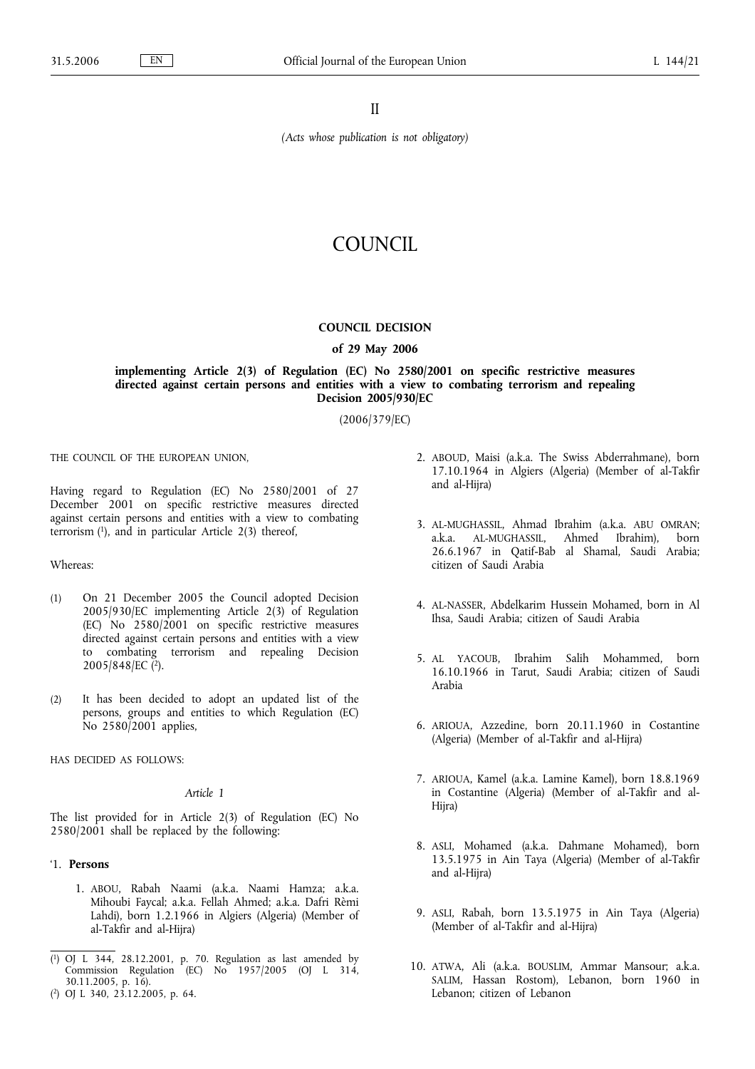II

*(Acts whose publication is not obligatory)*

# COUNCIL

## COUNCIL DECISION

### of 29 May 2006

### implementing Article 2(3) of Regulation (EC) No 2580/2001 on specific restrictive measures directed against certain persons and entities with a view to combating terrorism and repealing Decision 2005/930/EC

(2006/379/EC)

THE COUNCIL OF THE EUROPEAN UNION,

Having regard to Regulation (EC) No 2580/2001 of 27 December 2001 on specific restrictive measures directed against certain persons and entities with a view to combating terrorism [1], and in particular Article 2(3) thereof,

Whereas:

(1) On 21 December 2005 the Council adopted Decision 2005/930/EC implementing Article 2(3) of Regulation (EC) No 2580/2001 on specific restrictive measures directed against certain persons and entities with a view to combating terrorism and repealing Decision 2005/848/EC [2].

(2) It has been decided to adopt an updated list of the persons, groups and entities to which Regulation (EC) No 2580/2001 applies,

HAS DECIDED AS FOLLOWS:

*Article 1*

The list provided for in Article 2(3) of Regulation (EC) No 2580/2001 shall be replaced by the following:

'1. **Persons**

1. ABOU, Rabah Naami (a.k.a. Naami Hamza; a.k.a. Mihoubi Faycal; a.k.a. Fellah Ahmed; a.k.a. Dafri Rèmi Lahdi), born 1.2.1966 in Algiers (Algeria) (Member of al-Takfir and al-Hijra)

2. ABOUD, Maisi (a.k.a. The Swiss Abderrahmane), born 17.10.1964 in Algiers (Algeria) (Member of al-Takfir and al-Hijra)

3. AL-MUGHASSIL, Ahmad Ibrahim (a.k.a. ABU OMRAN; a.k.a. AL-MUGHASSIL, Ahmed Ibrahim), born 26.6.1967 in Qatif-Bab al Shamal, Saudi Arabia; citizen of Saudi Arabia

4. AL-NASSER, Abdelkarim Hussein Mohamed, born in Al Ihsa, Saudi Arabia; citizen of Saudi Arabia

5. AL YACOUB, Ibrahim Salih Mohammed, born 16.10.1966 in Tarut, Saudi Arabia; citizen of Saudi Arabia

6. ARIOUA, Azzedine, born 20.11.1960 in Costantine (Algeria) (Member of al-Takfir and al-Hijra)

7. ARIOUA, Kamel (a.k.a. Lamine Kamel), born 18.8.1969 in Costantine (Algeria) (Member of al-Takfir and al-Hijra)

8. ASLI, Mohamed (a.k.a. Dahmane Mohamed), born 13.5.1975 in Ain Taya (Algeria) (Member of al-Takfir and al-Hijra)

9. ASLI, Rabah, born 13.5.1975 in Ain Taya (Algeria) (Member of al-Takfir and al-Hijra)

10. ATWA, Ali (a.k.a. BOUSLIM, Ammar Mansour; a.k.a. SALIM, Hassan Rostom), Lebanon, born 1960 in Lebanon; citizen of Lebanon

---

[1] OJ L 344, 28.12.2001, p. 70. Regulation as last amended by Commission Regulation (EC) No 1957/2005 (OJ L 314, 30.11.2005, p. 16).

[2] OJ L 340, 23.12.2005, p. 64.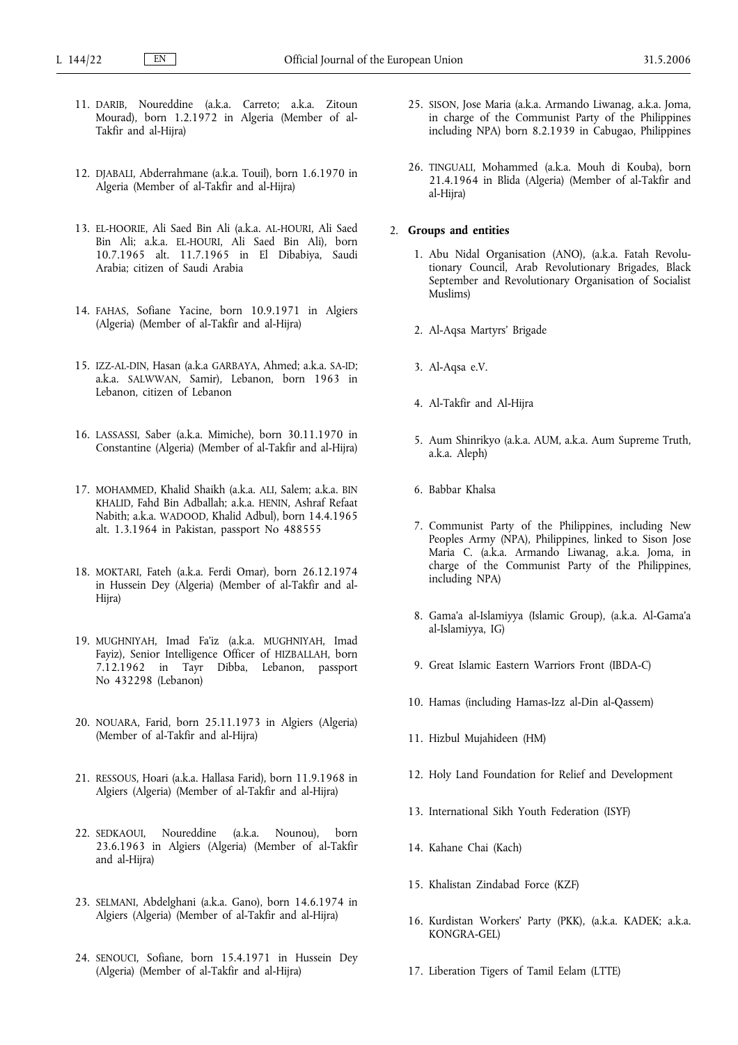11. DARIB, Noureddine (a.k.a. Carreto; a.k.a. Zitoun Mourad), born 1.2.1972 in Algeria (Member of al-Takfir and al-Hijra)

12. DJABALI, Abderrahmane (a.k.a. Touil), born 1.6.1970 in Algeria (Member of al-Takfir and al-Hijra)

13. EL-HOORIE, Ali Saed Bin Ali (a.k.a. AL-HOURI, Ali Saed Bin Ali; a.k.a. EL-HOURI, Ali Saed Bin Ali), born 10.7.1965 alt. 11.7.1965 in El Dibabiya, Saudi Arabia; citizen of Saudi Arabia

14. FAHAS, Sofiane Yacine, born 10.9.1971 in Algiers (Algeria) (Member of al-Takfir and al-Hijra)

15. IZZ-AL-DIN, Hasan (a.k.a GARBAYA, Ahmed; a.k.a. SA-ID; a.k.a. SALWWAN, Samir), Lebanon, born 1963 in Lebanon, citizen of Lebanon

16. LASSASSI, Saber (a.k.a. Mimiche), born 30.11.1970 in Constantine (Algeria) (Member of al-Takfir and al-Hijra)

17. MOHAMMED, Khalid Shaikh (a.k.a. ALI, Salem; a.k.a. BIN KHALID, Fahd Bin Adballah; a.k.a. HENIN, Ashraf Refaat Nabith; a.k.a. WADOOD, Khalid Adbul), born 14.4.1965 alt. 1.3.1964 in Pakistan, passport No 488555

18. MOKTARI, Fateh (a.k.a. Ferdi Omar), born 26.12.1974 in Hussein Dey (Algeria) (Member of al-Takfir and al-Hijra)

19. MUGHNIYAH, Imad Fa'iz (a.k.a. MUGHNIYAH, Imad Fayiz), Senior Intelligence Officer of HIZBALLAH, born 7.12.1962 in Tayr Dibba, Lebanon, passport No 432298 (Lebanon)

20. NOUARA, Farid, born 25.11.1973 in Algiers (Algeria) (Member of al-Takfir and al-Hijra)

21. RESSOUS, Hoari (a.k.a. Hallasa Farid), born 11.9.1968 in Algiers (Algeria) (Member of al-Takfir and al-Hijra)

22. SEDKAOUI, Noureddine (a.k.a. Nounou), born 23.6.1963 in Algiers (Algeria) (Member of al-Takfir and al-Hijra)

23. SELMANI, Abdelghani (a.k.a. Gano), born 14.6.1974 in Algiers (Algeria) (Member of al-Takfir and al-Hijra)

24. SENOUCI, Sofiane, born 15.4.1971 in Hussein Dey (Algeria) (Member of al-Takfir and al-Hijra)

25. SISON, Jose Maria (a.k.a. Armando Liwanag, a.k.a. Joma, in charge of the Communist Party of the Philippines including NPA) born 8.2.1939 in Cabugao, Philippines

26. TINGUALI, Mohammed (a.k.a. Mouh di Kouba), born 21.4.1964 in Blida (Algeria) (Member of al-Takfir and al-Hijra)

2. **Groups and entities**

1. Abu Nidal Organisation (ANO), (a.k.a. Fatah Revolutionary Council, Arab Revolutionary Brigades, Black September and Revolutionary Organisation of Socialist Muslims)

2. Al-Aqsa Martyrs' Brigade

3. Al-Aqsa e.V.

4. Al-Takfir and Al-Hijra

5. Aum Shinrikyo (a.k.a. AUM, a.k.a. Aum Supreme Truth, a.k.a. Aleph)

6. Babbar Khalsa

7. Communist Party of the Philippines, including New Peoples Army (NPA), Philippines, linked to Sison Jose Maria C. (a.k.a. Armando Liwanag, a.k.a. Joma, in charge of the Communist Party of the Philippines, including NPA)

8. Gama'a al-Islamiyya (Islamic Group), (a.k.a. Al-Gama'a al-Islamiyya, IG)

9. Great Islamic Eastern Warriors Front (IBDA-C)

10. Hamas (including Hamas-Izz al-Din al-Qassem)

11. Hizbul Mujahideen (HM)

12. Holy Land Foundation for Relief and Development

13. International Sikh Youth Federation (ISYF)

14. Kahane Chai (Kach)

15. Khalistan Zindabad Force (KZF)

16. Kurdistan Workers' Party (PKK), (a.k.a. KADEK; a.k.a. KONGRA-GEL)

17. Liberation Tigers of Tamil Eelam (LTTE)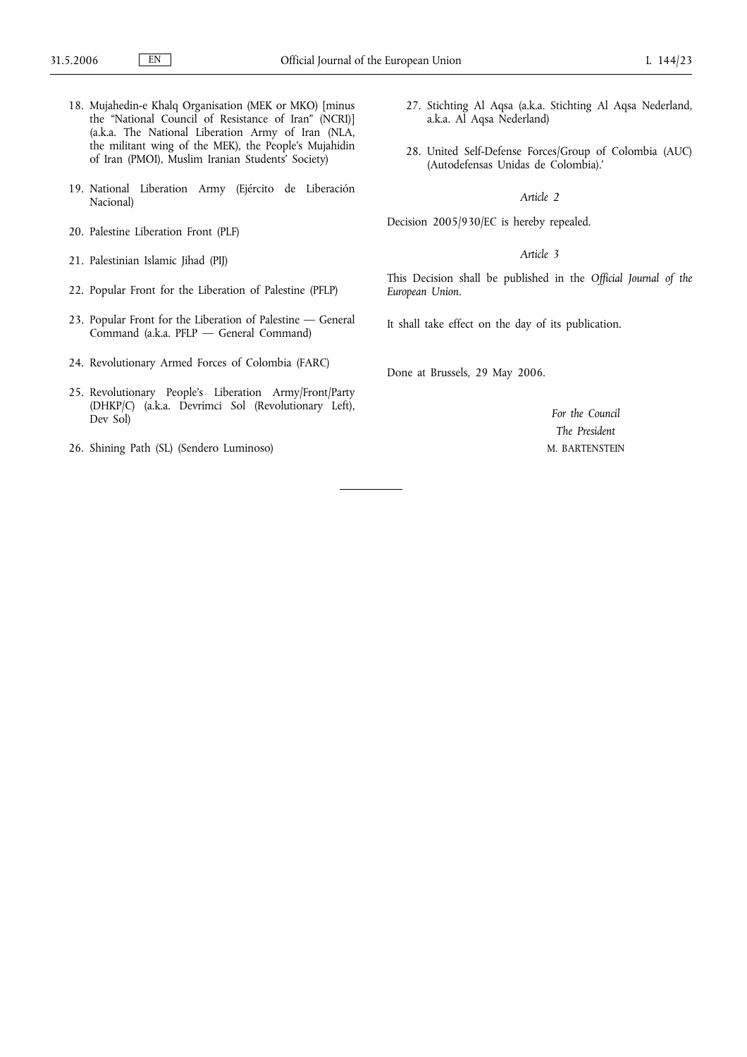18. Mujahedin-e Khalq Organisation (MEK or MKO) [minus the "National Council of Resistance of Iran" (NCRI)] (a.k.a. The National Liberation Army of Iran (NLA, the militant wing of the MEK), the People's Mujahidin of Iran (PMOI), Muslim Iranian Students' Society)

19. National Liberation Army (Ejército de Liberación Nacional)

20. Palestine Liberation Front (PLF)

21. Palestinian Islamic Jihad (PIJ)

22. Popular Front for the Liberation of Palestine (PFLP)

23. Popular Front for the Liberation of Palestine — General Command (a.k.a. PFLP — General Command)

24. Revolutionary Armed Forces of Colombia (FARC)

25. Revolutionary People's Liberation Army/Front/Party (DHKP/C) (a.k.a. Devrimci Sol (Revolutionary Left), Dev Sol)

26. Shining Path (SL) (Sendero Luminoso)

27. Stichting Al Aqsa (a.k.a. Stichting Al Aqsa Nederland, a.k.a. Al Aqsa Nederland)

28. United Self-Defense Forces/Group of Colombia (AUC) (Autodefensas Unidas de Colombia).'

*Article 2*

Decision 2005/930/EC is hereby repealed.

*Article 3*

This Decision shall be published in the *Official Journal of the European Union*.

It shall take effect on the day of its publication.

Done at Brussels, 29 May 2006.

*For the Council*

*The President*

M. BARTENSTEIN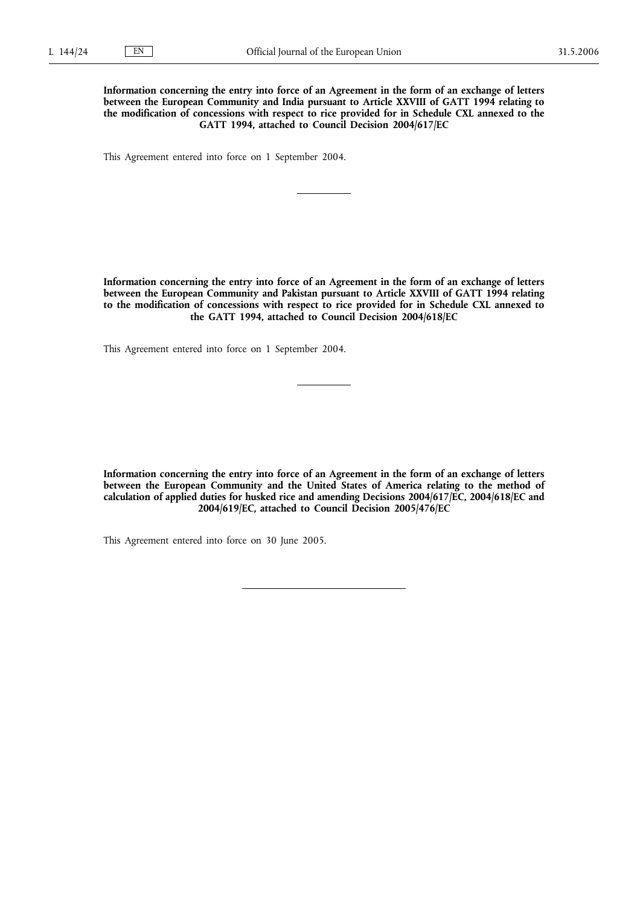**Information concerning the entry into force of an Agreement in the form of an exchange of letters between the European Community and India pursuant to Article XXVIII of GATT 1994 relating to the modification of concessions with respect to rice provided for in Schedule CXL annexed to the GATT 1994, attached to Council Decision 2004/617/EC**

This Agreement entered into force on 1 September 2004.

---

**Information concerning the entry into force of an Agreement in the form of an exchange of letters between the European Community and Pakistan pursuant to Article XXVIII of GATT 1994 relating to the modification of concessions with respect to rice provided for in Schedule CXL annexed to the GATT 1994, attached to Council Decision 2004/618/EC**

This Agreement entered into force on 1 September 2004.

---

**Information concerning the entry into force of an Agreement in the form of an exchange of letters between the European Community and the United States of America relating to the method of calculation of applied duties for husked rice and amending Decisions 2004/617/EC, 2004/618/EC and 2004/619/EC, attached to Council Decision 2005/476/EC**

This Agreement entered into force on 30 June 2005.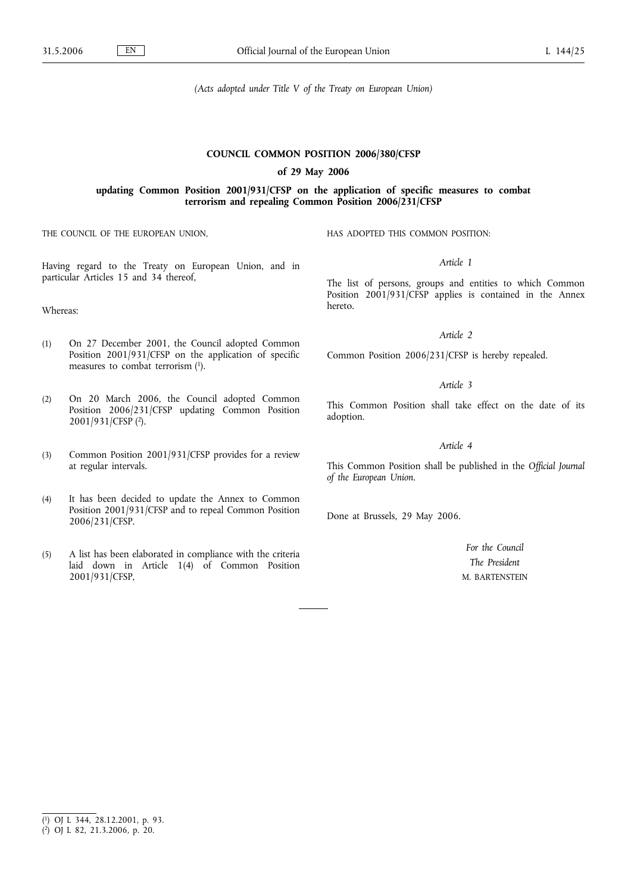*(Acts adopted under Title V of the Treaty on European Union)*

# COUNCIL COMMON POSITION 2006/380/CFSP

## of 29 May 2006

### updating Common Position 2001/931/CFSP on the application of specific measures to combat terrorism and repealing Common Position 2006/231/CFSP

THE COUNCIL OF THE EUROPEAN UNION,

Having regard to the Treaty on European Union, and in particular Articles 15 and 34 thereof,

Whereas:

(1) On 27 December 2001, the Council adopted Common Position 2001/931/CFSP on the application of specific measures to combat terrorism [1].

(2) On 20 March 2006, the Council adopted Common Position 2006/231/CFSP updating Common Position 2001/931/CFSP [2].

(3) Common Position 2001/931/CFSP provides for a review at regular intervals.

(4) It has been decided to update the Annex to Common Position 2001/931/CFSP and to repeal Common Position 2006/231/CFSP.

(5) A list has been elaborated in compliance with the criteria laid down in Article 1(4) of Common Position 2001/931/CFSP,

HAS ADOPTED THIS COMMON POSITION:

*Article 1*

The list of persons, groups and entities to which Common Position 2001/931/CFSP applies is contained in the Annex hereto.

*Article 2*

Common Position 2006/231/CFSP is hereby repealed.

*Article 3*

This Common Position shall take effect on the date of its adoption.

*Article 4*

This Common Position shall be published in the *Official Journal of the European Union*.

Done at Brussels, 29 May 2006.

*For the Council*

*The President*

M. BARTENSTEIN

---

[1] OJ L 344, 28.12.2001, p. 93.

[2] OJ L 82, 21.3.2006, p. 20.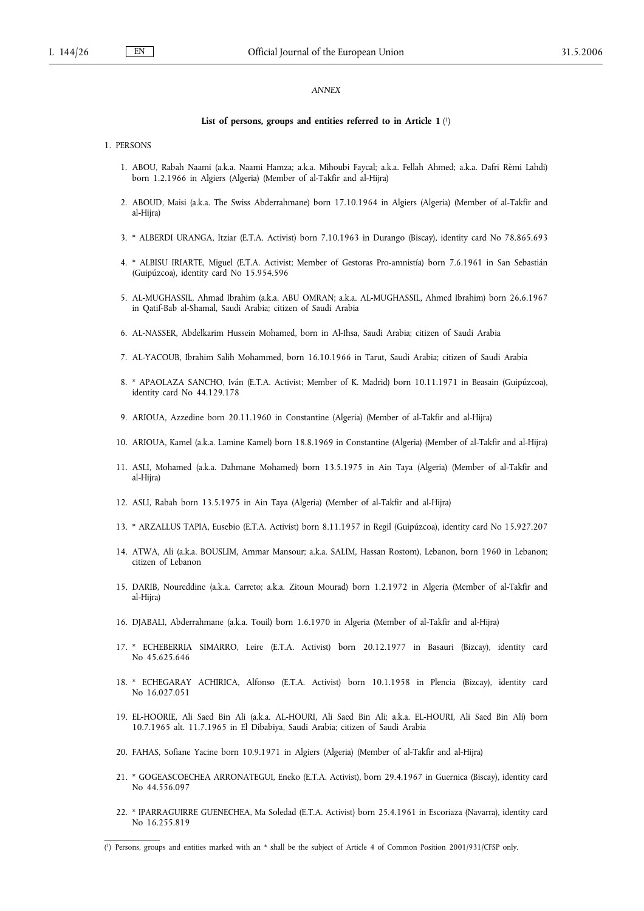*ANNEX*

**List of persons, groups and entities referred to in Article 1** [1]

1. PERSONS

1. ABOU, Rabah Naami (a.k.a. Naami Hamza; a.k.a. Mihoubi Faycal; a.k.a. Fellah Ahmed; a.k.a. Dafri Rèmi Lahdi) born 1.2.1966 in Algiers (Algeria) (Member of al-Takfir and al-Hijra)

2. ABOUD, Maisi (a.k.a. The Swiss Abderrahmane) born 17.10.1964 in Algiers (Algeria) (Member of al-Takfir and al-Hijra)

3. * ALBERDI URANGA, Itziar (E.T.A. Activist) born 7.10.1963 in Durango (Biscay), identity card No 78.865.693

4. * ALBISU IRIARTE, Miguel (E.T.A. Activist; Member of Gestoras Pro-amnistía) born 7.6.1961 in San Sebastián (Guipúzcoa), identity card No 15.954.596

5. AL-MUGHASSIL, Ahmad Ibrahim (a.k.a. ABU OMRAN; a.k.a. AL-MUGHASSIL, Ahmed Ibrahim) born 26.6.1967 in Qatif-Bab al-Shamal, Saudi Arabia; citizen of Saudi Arabia

6. AL-NASSER, Abdelkarim Hussein Mohamed, born in Al-Ihsa, Saudi Arabia; citizen of Saudi Arabia

7. AL-YACOUB, Ibrahim Salih Mohammed, born 16.10.1966 in Tarut, Saudi Arabia; citizen of Saudi Arabia

8. * APAOLAZA SANCHO, Iván (E.T.A. Activist; Member of K. Madrid) born 10.11.1971 in Beasain (Guipúzcoa), identity card No 44.129.178

9. ARIOUA, Azzedine born 20.11.1960 in Constantine (Algeria) (Member of al-Takfir and al-Hijra)

10. ARIOUA, Kamel (a.k.a. Lamine Kamel) born 18.8.1969 in Constantine (Algeria) (Member of al-Takfir and al-Hijra)

11. ASLI, Mohamed (a.k.a. Dahmane Mohamed) born 13.5.1975 in Ain Taya (Algeria) (Member of al-Takfir and al-Hijra)

12. ASLI, Rabah born 13.5.1975 in Ain Taya (Algeria) (Member of al-Takfir and al-Hijra)

13. * ARZALLUS TAPIA, Eusebio (E.T.A. Activist) born 8.11.1957 in Regil (Guipúzcoa), identity card No 15.927.207

14. ATWA, Ali (a.k.a. BOUSLIM, Ammar Mansour; a.k.a. SALIM, Hassan Rostom), Lebanon, born 1960 in Lebanon; citizen of Lebanon

15. DARIB, Noureddine (a.k.a. Carreto; a.k.a. Zitoun Mourad) born 1.2.1972 in Algeria (Member of al-Takfir and al-Hijra)

16. DJABALI, Abderrahmane (a.k.a. Touil) born 1.6.1970 in Algeria (Member of al-Takfir and al-Hijra)

17. * ECHEBERRIA SIMARRO, Leire (E.T.A. Activist) born 20.12.1977 in Basauri (Bizcay), identity card No 45.625.646

18. * ECHEGARAY ACHIRICA, Alfonso (E.T.A. Activist) born 10.1.1958 in Plencia (Bizcay), identity card No 16.027.051

19. EL-HOORIE, Ali Saed Bin Ali (a.k.a. AL-HOURI, Ali Saed Bin Ali; a.k.a. EL-HOURI, Ali Saed Bin Ali) born 10.7.1965 alt. 11.7.1965 in El Dibabiya, Saudi Arabia; citizen of Saudi Arabia

20. FAHAS, Sofiane Yacine born 10.9.1971 in Algiers (Algeria) (Member of al-Takfir and al-Hijra)

21. * GOGEASCOECHEA ARRONATEGUI, Eneko (E.T.A. Activist), born 29.4.1967 in Guernica (Biscay), identity card No 44.556.097

22. * IPARRAGUIRRE GUENECHEA, Ma Soledad (E.T.A. Activist) born 25.4.1961 in Escoriaza (Navarra), identity card No 16.255.819

---

[1] Persons, groups and entities marked with an * shall be the subject of Article 4 of Common Position 2001/931/CFSP only.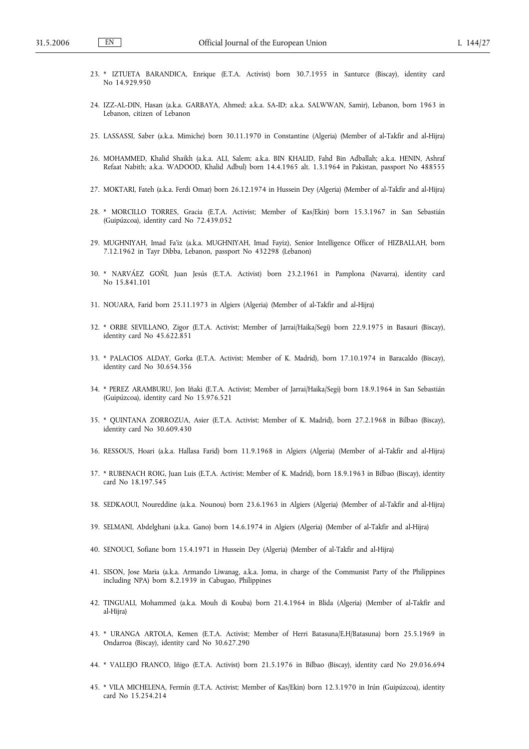23. * IZTUETA BARANDICA, Enrique (E.T.A. Activist) born 30.7.1955 in Santurce (Biscay), identity card No 14.929.950

24. IZZ-AL-DIN, Hasan (a.k.a. GARBAYA, Ahmed; a.k.a. SA-ID; a.k.a. SALWWAN, Samir), Lebanon, born 1963 in Lebanon, citizen of Lebanon

25. LASSASSI, Saber (a.k.a. Mimiche) born 30.11.1970 in Constantine (Algeria) (Member of al-Takfir and al-Hijra)

26. MOHAMMED, Khalid Shaikh (a.k.a. ALI, Salem; a.k.a. BIN KHALID, Fahd Bin Adballah; a.k.a. HENIN, Ashraf Refaat Nabith; a.k.a. WADOOD, Khalid Adbul) born 14.4.1965 alt. 1.3.1964 in Pakistan, passport No 488555

27. MOKTARI, Fateh (a.k.a. Ferdi Omar) born 26.12.1974 in Hussein Dey (Algeria) (Member of al-Takfir and al-Hijra)

28. * MORCILLO TORRES, Gracia (E.T.A. Activist; Member of Kas/Ekin) born 15.3.1967 in San Sebastián (Guipúzcoa), identity card No 72.439.052

29. MUGHNIYAH, Imad Fa'iz (a.k.a. MUGHNIYAH, Imad Fayiz), Senior Intelligence Officer of HIZBALLAH, born 7.12.1962 in Tayr Dibba, Lebanon, passport No 432298 (Lebanon)

30. * NARVÁEZ GOÑI, Juan Jesús (E.T.A. Activist) born 23.2.1961 in Pamplona (Navarra), identity card No 15.841.101

31. NOUARA, Farid born 25.11.1973 in Algiers (Algeria) (Member of al-Takfir and al-Hijra)

32. * ORBE SEVILLANO, Zigor (E.T.A. Activist; Member of Jarrai/Haika/Segi) born 22.9.1975 in Basauri (Biscay), identity card No 45.622.851

33. * PALACIOS ALDAY, Gorka (E.T.A. Activist; Member of K. Madrid), born 17.10.1974 in Baracaldo (Biscay), identity card No 30.654.356

34. * PEREZ ARAMBURU, Jon Iñaki (E.T.A. Activist; Member of Jarrai/Haika/Segi) born 18.9.1964 in San Sebastián (Guipúzcoa), identity card No 15.976.521

35. * QUINTANA ZORROZUA, Asier (E.T.A. Activist; Member of K. Madrid), born 27.2.1968 in Bilbao (Biscay), identity card No 30.609.430

36. RESSOUS, Hoari (a.k.a. Hallasa Farid) born 11.9.1968 in Algiers (Algeria) (Member of al-Takfir and al-Hijra)

37. * RUBENACH ROIG, Juan Luis (E.T.A. Activist; Member of K. Madrid), born 18.9.1963 in Bilbao (Biscay), identity card No 18.197.545

38. SEDKAOUI, Noureddine (a.k.a. Nounou) born 23.6.1963 in Algiers (Algeria) (Member of al-Takfir and al-Hijra)

39. SELMANI, Abdelghani (a.k.a. Gano) born 14.6.1974 in Algiers (Algeria) (Member of al-Takfir and al-Hijra)

40. SENOUCI, Sofiane born 15.4.1971 in Hussein Dey (Algeria) (Member of al-Takfir and al-Hijra)

41. SISON, Jose Maria (a.k.a. Armando Liwanag, a.k.a. Joma, in charge of the Communist Party of the Philippines including NPA) born 8.2.1939 in Cabugao, Philippines

42. TINGUALI, Mohammed (a.k.a. Mouh di Kouba) born 21.4.1964 in Blida (Algeria) (Member of al-Takfir and al-Hijra)

43. * URANGA ARTOLA, Kemen (E.T.A. Activist; Member of Herri Batasuna/E.H/Batasuna) born 25.5.1969 in Ondarroa (Biscay), identity card No 30.627.290

44. * VALLEJO FRANCO, Iñigo (E.T.A. Activist) born 21.5.1976 in Bilbao (Biscay), identity card No 29.036.694

45. * VILA MICHELENA, Fermín (E.T.A. Activist; Member of Kas/Ekin) born 12.3.1970 in Irún (Guipúzcoa), identity card No 15.254.214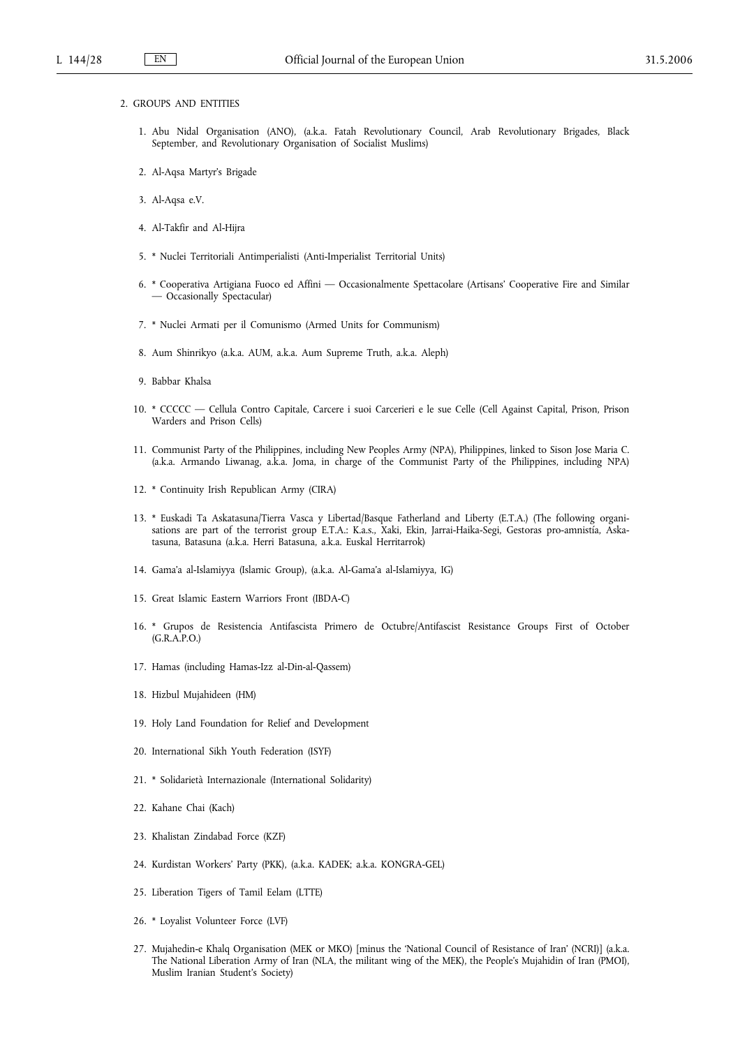2. GROUPS AND ENTITIES

1. Abu Nidal Organisation (ANO), (a.k.a. Fatah Revolutionary Council, Arab Revolutionary Brigades, Black September, and Revolutionary Organisation of Socialist Muslims)

2. Al-Aqsa Martyr's Brigade

3. Al-Aqsa e.V.

4. Al-Takfir and Al-Hijra

5. * Nuclei Territoriali Antimperialisti (Anti-Imperialist Territorial Units)

6. * Cooperativa Artigiana Fuoco ed Affini — Occasionalmente Spettacolare (Artisans' Cooperative Fire and Similar — Occasionally Spectacular)

7. * Nuclei Armati per il Comunismo (Armed Units for Communism)

8. Aum Shinrikyo (a.k.a. AUM, a.k.a. Aum Supreme Truth, a.k.a. Aleph)

9. Babbar Khalsa

10. * CCCCC — Cellula Contro Capitale, Carcere i suoi Carcerieri e le sue Celle (Cell Against Capital, Prison, Prison Warders and Prison Cells)

11. Communist Party of the Philippines, including New Peoples Army (NPA), Philippines, linked to Sison Jose Maria C. (a.k.a. Armando Liwanag, a.k.a. Joma, in charge of the Communist Party of the Philippines, including NPA)

12. * Continuity Irish Republican Army (CIRA)

13. * Euskadi Ta Askatasuna/Tierra Vasca y Libertad/Basque Fatherland and Liberty (E.T.A.) (The following organisations are part of the terrorist group E.T.A.: K.a.s., Xaki, Ekin, Jarrai-Haika-Segi, Gestoras pro-amnistía, Askatasuna, Batasuna (a.k.a. Herri Batasuna, a.k.a. Euskal Herritarrok)

14. Gama'a al-Islamiyya (Islamic Group), (a.k.a. Al-Gama'a al-Islamiyya, IG)

15. Great Islamic Eastern Warriors Front (IBDA-C)

16. * Grupos de Resistencia Antifascista Primero de Octubre/Antifascist Resistance Groups First of October (G.R.A.P.O.)

17. Hamas (including Hamas-Izz al-Din-al-Qassem)

18. Hizbul Mujahideen (HM)

19. Holy Land Foundation for Relief and Development

20. International Sikh Youth Federation (ISYF)

21. * Solidarietà Internazionale (International Solidarity)

22. Kahane Chai (Kach)

23. Khalistan Zindabad Force (KZF)

24. Kurdistan Workers' Party (PKK), (a.k.a. KADEK; a.k.a. KONGRA-GEL)

25. Liberation Tigers of Tamil Eelam (LTTE)

26. * Loyalist Volunteer Force (LVF)

27. Mujahedin-e Khalq Organisation (MEK or MKO) [minus the 'National Council of Resistance of Iran' (NCRI)] (a.k.a. The National Liberation Army of Iran (NLA, the militant wing of the MEK), the People's Mujahidin of Iran (PMOI), Muslim Iranian Student's Society)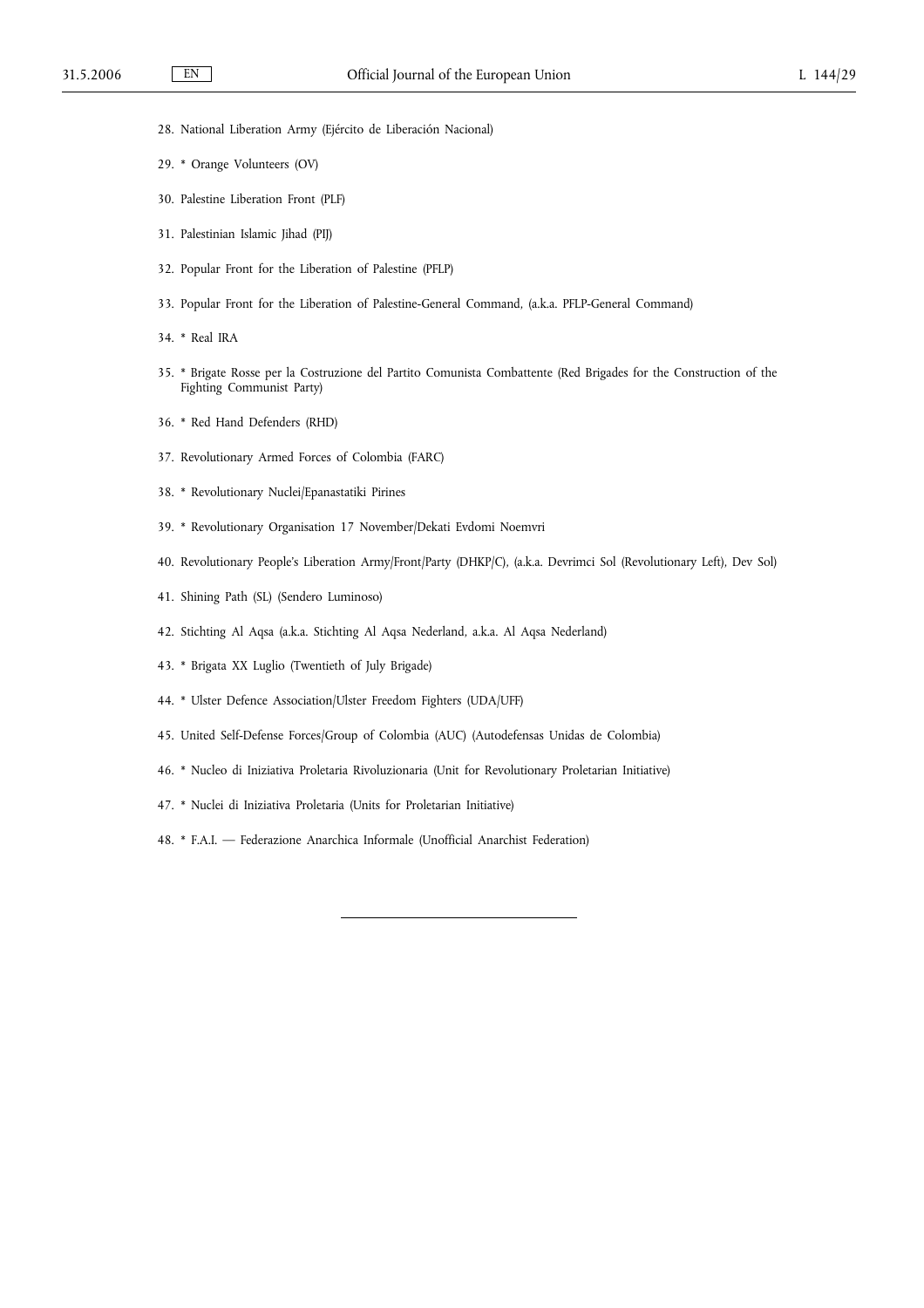28. National Liberation Army (Ejército de Liberación Nacional)

29. * Orange Volunteers (OV)

30. Palestine Liberation Front (PLF)

31. Palestinian Islamic Jihad (PIJ)

32. Popular Front for the Liberation of Palestine (PFLP)

33. Popular Front for the Liberation of Palestine-General Command, (a.k.a. PFLP-General Command)

34. * Real IRA

35. * Brigate Rosse per la Costruzione del Partito Comunista Combattente (Red Brigades for the Construction of the Fighting Communist Party)

36. * Red Hand Defenders (RHD)

37. Revolutionary Armed Forces of Colombia (FARC)

38. * Revolutionary Nuclei/Epanastatiki Pirines

39. * Revolutionary Organisation 17 November/Dekati Evdomi Noemvri

40. Revolutionary People's Liberation Army/Front/Party (DHKP/C), (a.k.a. Devrimci Sol (Revolutionary Left), Dev Sol)

41. Shining Path (SL) (Sendero Luminoso)

42. Stichting Al Aqsa (a.k.a. Stichting Al Aqsa Nederland, a.k.a. Al Aqsa Nederland)

43. * Brigata XX Luglio (Twentieth of July Brigade)

44. * Ulster Defence Association/Ulster Freedom Fighters (UDA/UFF)

45. United Self-Defense Forces/Group of Colombia (AUC) (Autodefensas Unidas de Colombia)

46. * Nucleo di Iniziativa Proletaria Rivoluzionaria (Unit for Revolutionary Proletarian Initiative)

47. * Nuclei di Iniziativa Proletaria (Units for Proletarian Initiative)

48. * F.A.I. — Federazione Anarchica Informale (Unofficial Anarchist Federation)